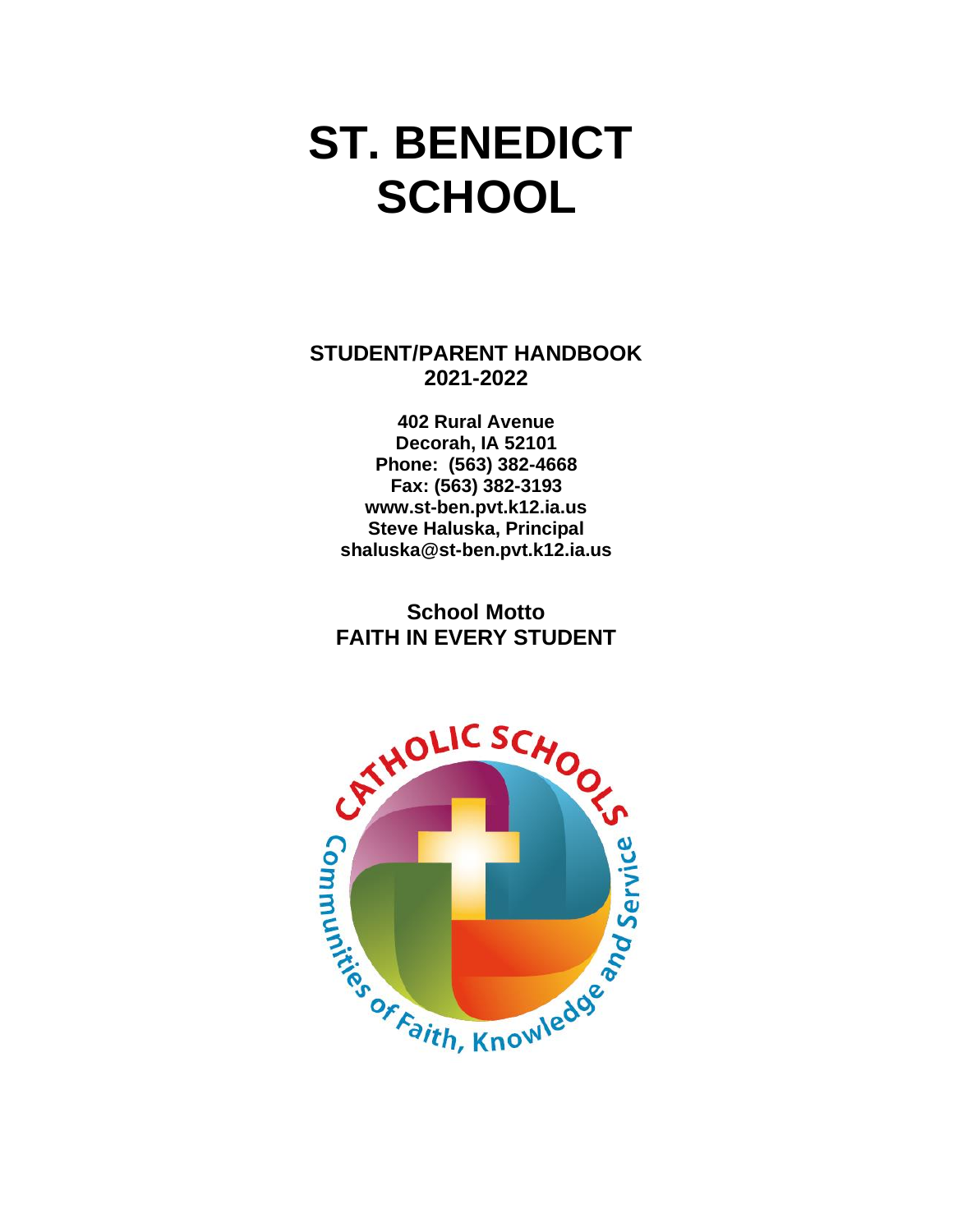# ST. BENEDICT SCHOOL

**STUDENT/PARENT HANDBOOK**
**2021-2022**

**402 Rural Avenue**
**Decorah, IA 52101**
**Phone: (563) 382-4668**
**Fax: (563) 382-3193**
**www.st-ben.pvt.k12.ia.us**
**Steve Haluska, Principal**
**shaluska@st-ben.pvt.k12.ia.us**

**School Motto**
**FAITH IN EVERY STUDENT**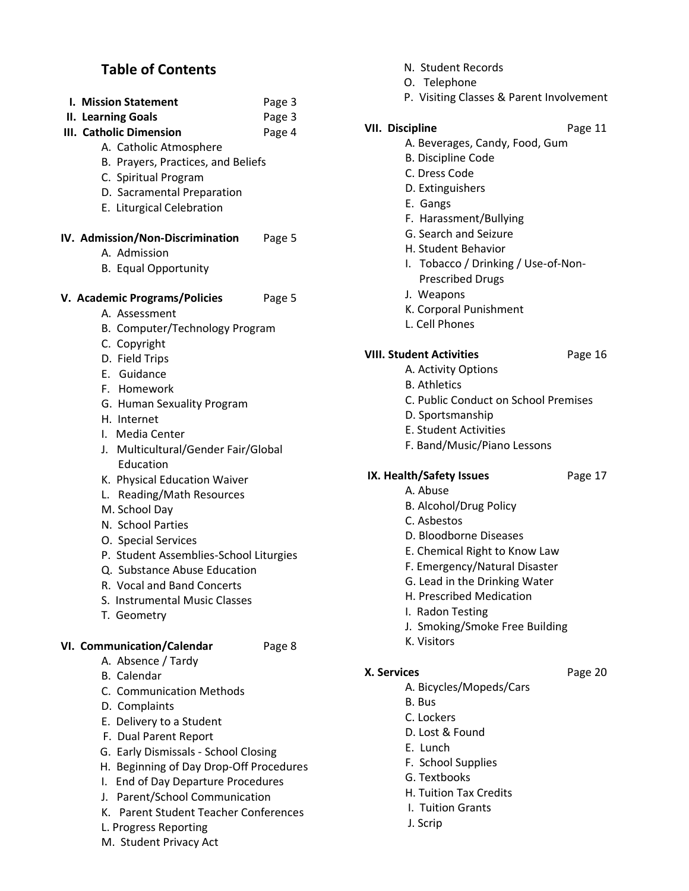## Table of Contents

**I. Mission Statement** Page 3

**II. Learning Goals** Page 3

**III. Catholic Dimension** Page 4

- A. Catholic Atmosphere
- B. Prayers, Practices, and Beliefs
- C. Spiritual Program
- D. Sacramental Preparation
- E. Liturgical Celebration

**IV. Admission/Non-Discrimination** Page 5

- A. Admission
- B. Equal Opportunity

**V. Academic Programs/Policies** Page 5

- A. Assessment
- B. Computer/Technology Program
- C. Copyright
- D. Field Trips
- E. Guidance
- F. Homework
- G. Human Sexuality Program
- H. Internet
- I. Media Center
- J. Multicultural/Gender Fair/Global Education
- K. Physical Education Waiver
- L. Reading/Math Resources
- M. School Day
- N. School Parties
- O. Special Services
- P. Student Assemblies-School Liturgies
- Q. Substance Abuse Education
- R. Vocal and Band Concerts
- S. Instrumental Music Classes
- T. Geometry

**VI. Communication/Calendar** Page 8

- A. Absence / Tardy
- B. Calendar
- C. Communication Methods
- D. Complaints
- E. Delivery to a Student
- F. Dual Parent Report
- G. Early Dismissals - School Closing
- H. Beginning of Day Drop-Off Procedures
- I. End of Day Departure Procedures
- J. Parent/School Communication
- K. Parent Student Teacher Conferences
- L. Progress Reporting
- M. Student Privacy Act
- N. Student Records
- O. Telephone
- P. Visiting Classes & Parent Involvement

**VII. Discipline** Page 11

- A. Beverages, Candy, Food, Gum
- B. Discipline Code
- C. Dress Code
- D. Extinguishers
- E. Gangs
- F. Harassment/Bullying
- G. Search and Seizure
- H. Student Behavior
- I. Tobacco / Drinking / Use-of-Non-Prescribed Drugs
- J. Weapons
- K. Corporal Punishment
- L. Cell Phones

**VIII. Student Activities** Page 16

- A. Activity Options
- B. Athletics
- C. Public Conduct on School Premises
- D. Sportsmanship
- E. Student Activities
- F. Band/Music/Piano Lessons

**IX. Health/Safety Issues** Page 17

- A. Abuse
- B. Alcohol/Drug Policy
- C. Asbestos
- D. Bloodborne Diseases
- E. Chemical Right to Know Law
- F. Emergency/Natural Disaster
- G. Lead in the Drinking Water
- H. Prescribed Medication
- I. Radon Testing
- J. Smoking/Smoke Free Building
- K. Visitors

**X. Services** Page 20

- A. Bicycles/Mopeds/Cars
- B. Bus
- C. Lockers
- D. Lost & Found
- E. Lunch
- F. School Supplies
- G. Textbooks
- H. Tuition Tax Credits
- I. Tuition Grants
- J. Scrip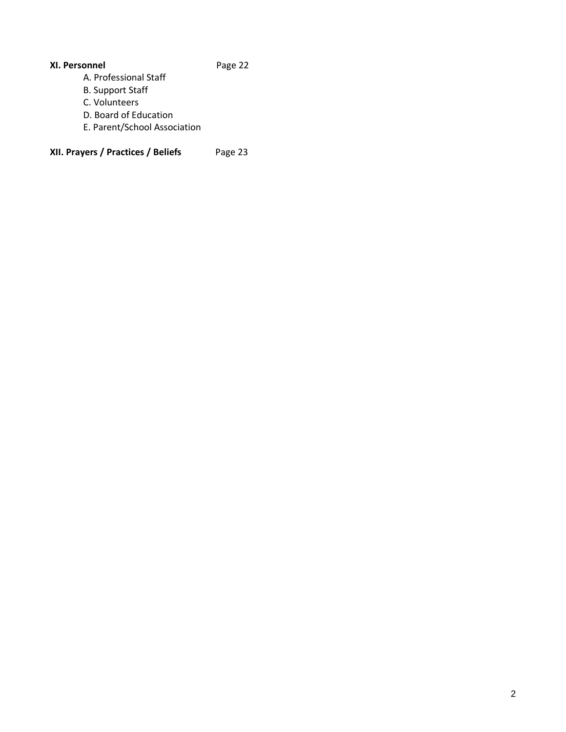**XI. Personnel** Page 22

A. Professional Staff
B. Support Staff
C. Volunteers
D. Board of Education
E. Parent/School Association

**XII. Prayers / Practices / Beliefs** Page 23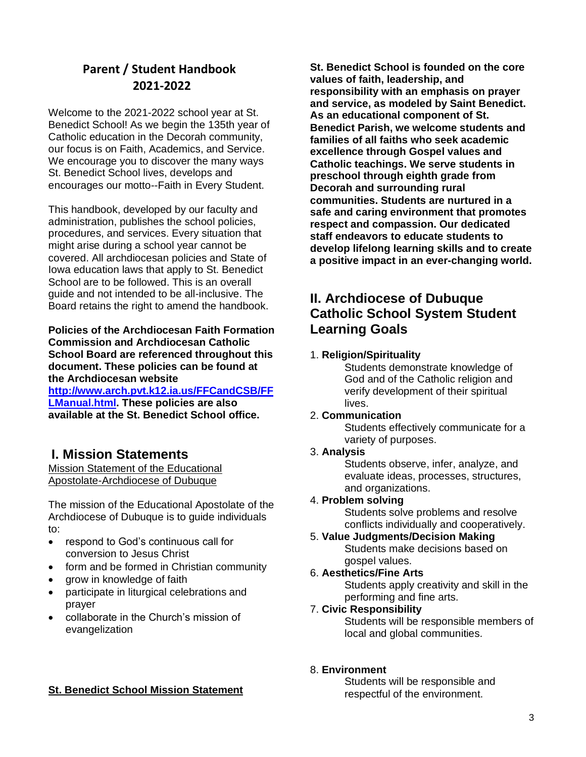## Parent / Student Handbook 2021-2022

Welcome to the 2021-2022 school year at St. Benedict School! As we begin the 135th year of Catholic education in the Decorah community, our focus is on Faith, Academics, and Service. We encourage you to discover the many ways St. Benedict School lives, develops and encourages our motto--Faith in Every Student.

This handbook, developed by our faculty and administration, publishes the school policies, procedures, and services. Every situation that might arise during a school year cannot be covered. All archdiocesan policies and State of Iowa education laws that apply to St. Benedict School are to be followed. This is an overall guide and not intended to be all-inclusive. The Board retains the right to amend the handbook.

**Policies of the Archdiocesan Faith Formation Commission and Archdiocesan Catholic School Board are referenced throughout this document. These policies can be found at the Archdiocesan website [http://www.arch.pvt.k12.ia.us/FFCandCSB/FFLManual.html](http://www.arch.pvt.k12.ia.us/FFCandCSB/FFLManual.html). These policies are also available at the St. Benedict School office.**

# I. Mission Statements

Mission Statement of the Educational Apostolate-Archdiocese of Dubuque

The mission of the Educational Apostolate of the Archdiocese of Dubuque is to guide individuals to:

- respond to God's continuous call for conversion to Jesus Christ
- form and be formed in Christian community
- grow in knowledge of faith
- participate in liturgical celebrations and prayer
- collaborate in the Church's mission of evangelization

**St. Benedict School Mission Statement**

**St. Benedict School is founded on the core values of faith, leadership, and responsibility with an emphasis on prayer and service, as modeled by Saint Benedict. As an educational component of St. Benedict Parish, we welcome students and families of all faiths who seek academic excellence through Gospel values and Catholic teachings. We serve students in preschool through eighth grade from Decorah and surrounding rural communities. Students are nurtured in a safe and caring environment that promotes respect and compassion. Our dedicated staff endeavors to educate students to develop lifelong learning skills and to create a positive impact in an ever-changing world.**

# II. Archdiocese of Dubuque Catholic School System Student Learning Goals

1. **Religion/Spirituality**
   Students demonstrate knowledge of God and of the Catholic religion and verify development of their spiritual lives.
2. **Communication**
   Students effectively communicate for a variety of purposes.
3. **Analysis**
   Students observe, infer, analyze, and evaluate ideas, processes, structures, and organizations.
4. **Problem solving**
   Students solve problems and resolve conflicts individually and cooperatively.
5. **Value Judgments/Decision Making**
   Students make decisions based on gospel values.
6. **Aesthetics/Fine Arts**
   Students apply creativity and skill in the performing and fine arts.
7. **Civic Responsibility**
   Students will be responsible members of local and global communities.
8. **Environment**
   Students will be responsible and respectful of the environment.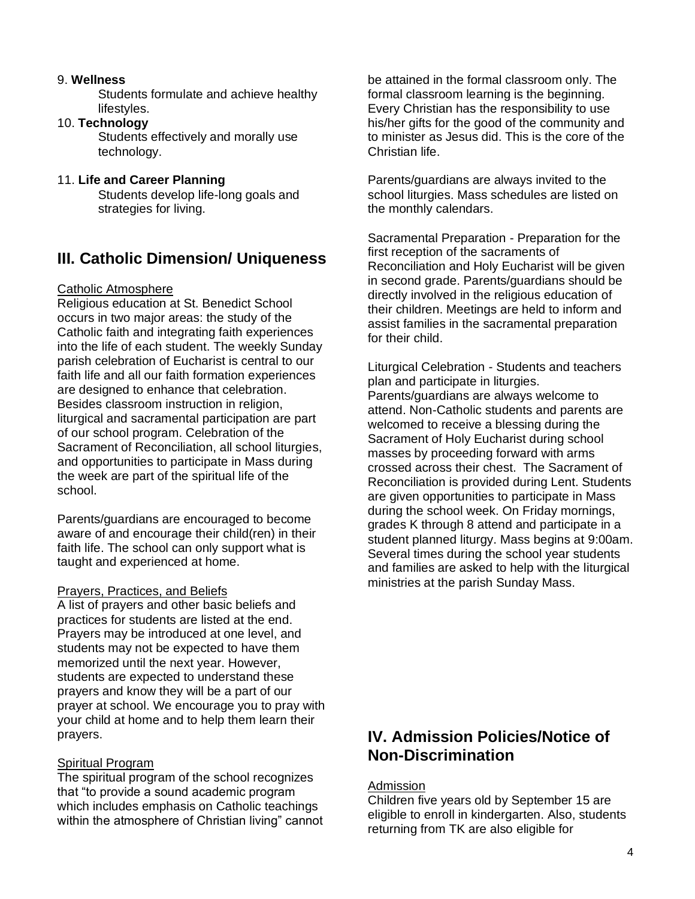9. **Wellness**

Students formulate and achieve healthy lifestyles.

10. **Technology**

Students effectively and morally use technology.

11. **Life and Career Planning**

Students develop life-long goals and strategies for living.

## III. Catholic Dimension/ Uniqueness

Catholic Atmosphere

Religious education at St. Benedict School occurs in two major areas: the study of the Catholic faith and integrating faith experiences into the life of each student. The weekly Sunday parish celebration of Eucharist is central to our faith life and all our faith formation experiences are designed to enhance that celebration. Besides classroom instruction in religion, liturgical and sacramental participation are part of our school program. Celebration of the Sacrament of Reconciliation, all school liturgies, and opportunities to participate in Mass during the week are part of the spiritual life of the school.

Parents/guardians are encouraged to become aware of and encourage their child(ren) in their faith life. The school can only support what is taught and experienced at home.

Prayers, Practices, and Beliefs

A list of prayers and other basic beliefs and practices for students are listed at the end. Prayers may be introduced at one level, and students may not be expected to have them memorized until the next year. However, students are expected to understand these prayers and know they will be a part of our prayer at school. We encourage you to pray with your child at home and to help them learn their prayers.

Spiritual Program

The spiritual program of the school recognizes that "to provide a sound academic program which includes emphasis on Catholic teachings within the atmosphere of Christian living" cannot be attained in the formal classroom only. The formal classroom learning is the beginning. Every Christian has the responsibility to use his/her gifts for the good of the community and to minister as Jesus did. This is the core of the Christian life.

Parents/guardians are always invited to the school liturgies. Mass schedules are listed on the monthly calendars.

Sacramental Preparation - Preparation for the first reception of the sacraments of Reconciliation and Holy Eucharist will be given in second grade. Parents/guardians should be directly involved in the religious education of their children. Meetings are held to inform and assist families in the sacramental preparation for their child.

Liturgical Celebration - Students and teachers plan and participate in liturgies. Parents/guardians are always welcome to attend. Non-Catholic students and parents are welcomed to receive a blessing during the Sacrament of Holy Eucharist during school masses by proceeding forward with arms crossed across their chest. The Sacrament of Reconciliation is provided during Lent. Students are given opportunities to participate in Mass during the school week. On Friday mornings, grades K through 8 attend and participate in a student planned liturgy. Mass begins at 9:00am. Several times during the school year students and families are asked to help with the liturgical ministries at the parish Sunday Mass.

## IV. Admission Policies/Notice of Non-Discrimination

Admission

Children five years old by September 15 are eligible to enroll in kindergarten. Also, students returning from TK are also eligible for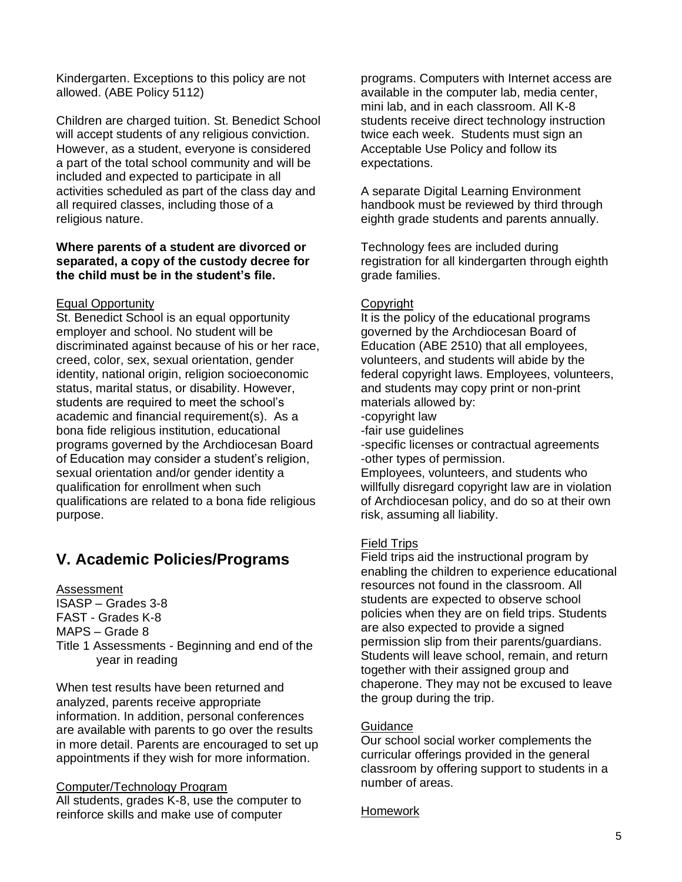Kindergarten. Exceptions to this policy are not allowed. (ABE Policy 5112)

Children are charged tuition. St. Benedict School will accept students of any religious conviction. However, as a student, everyone is considered a part of the total school community and will be included and expected to participate in all activities scheduled as part of the class day and all required classes, including those of a religious nature.

**Where parents of a student are divorced or separated, a copy of the custody decree for the child must be in the student's file.**

Equal Opportunity

St. Benedict School is an equal opportunity employer and school. No student will be discriminated against because of his or her race, creed, color, sex, sexual orientation, gender identity, national origin, religion socioeconomic status, marital status, or disability. However, students are required to meet the school's academic and financial requirement(s). As a bona fide religious institution, educational programs governed by the Archdiocesan Board of Education may consider a student's religion, sexual orientation and/or gender identity a qualification for enrollment when such qualifications are related to a bona fide religious purpose.

## V. Academic Policies/Programs

Assessment

ISASP – Grades 3-8
FAST - Grades K-8
MAPS – Grade 8
Title 1 Assessments - Beginning and end of the year in reading

When test results have been returned and analyzed, parents receive appropriate information. In addition, personal conferences are available with parents to go over the results in more detail. Parents are encouraged to set up appointments if they wish for more information.

Computer/Technology Program

All students, grades K-8, use the computer to reinforce skills and make use of computer programs. Computers with Internet access are available in the computer lab, media center, mini lab, and in each classroom. All K-8 students receive direct technology instruction twice each week. Students must sign an Acceptable Use Policy and follow its expectations.

A separate Digital Learning Environment handbook must be reviewed by third through eighth grade students and parents annually.

Technology fees are included during registration for all kindergarten through eighth grade families.

Copyright

It is the policy of the educational programs governed by the Archdiocesan Board of Education (ABE 2510) that all employees, volunteers, and students will abide by the federal copyright laws. Employees, volunteers, and students may copy print or non-print materials allowed by:
-copyright law
-fair use guidelines
-specific licenses or contractual agreements
-other types of permission.
Employees, volunteers, and students who willfully disregard copyright law are in violation of Archdiocesan policy, and do so at their own risk, assuming all liability.

Field Trips

Field trips aid the instructional program by enabling the children to experience educational resources not found in the classroom. All students are expected to observe school policies when they are on field trips. Students are also expected to provide a signed permission slip from their parents/guardians. Students will leave school, remain, and return together with their assigned group and chaperone. They may not be excused to leave the group during the trip.

Guidance

Our school social worker complements the curricular offerings provided in the general classroom by offering support to students in a number of areas.

Homework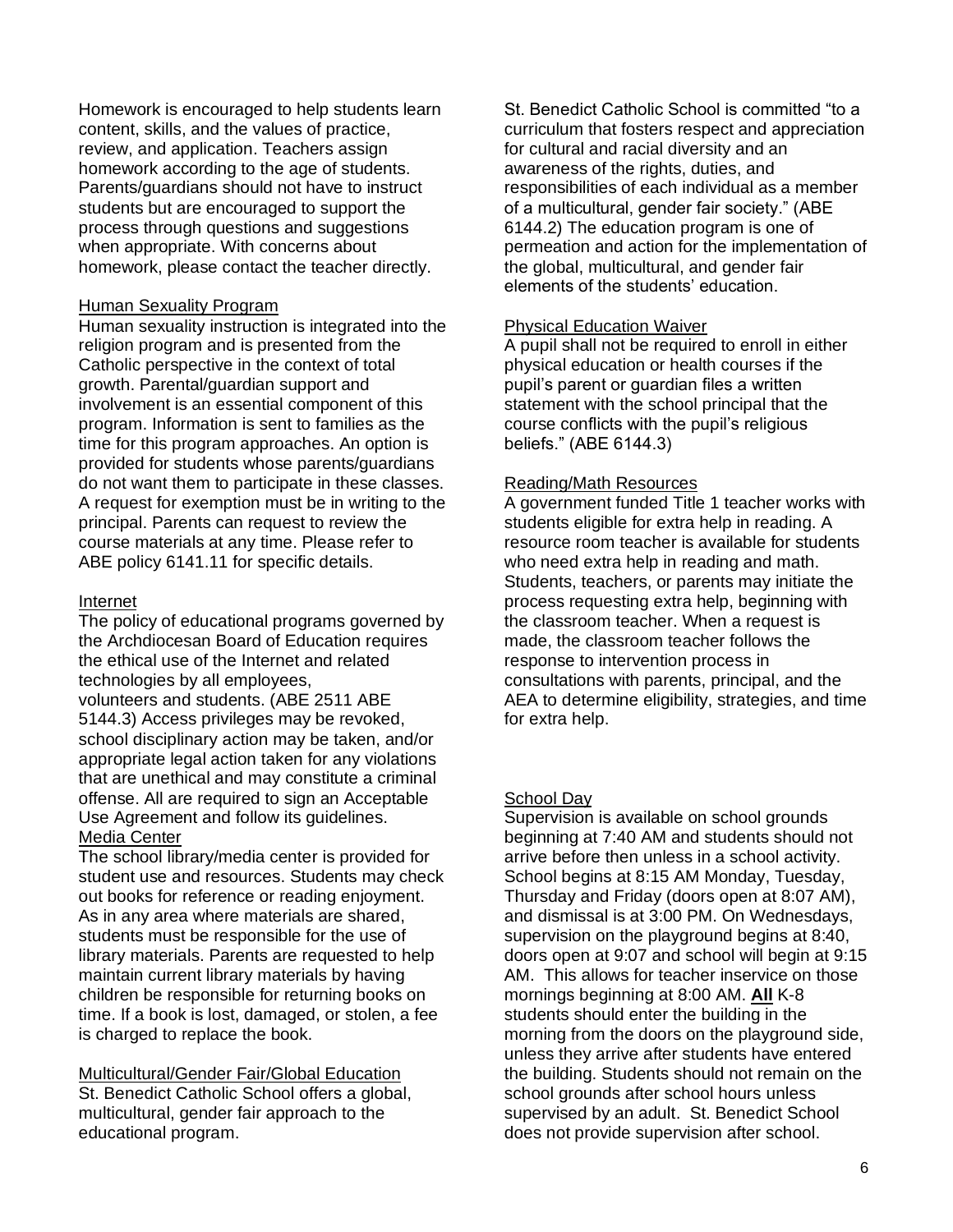Homework is encouraged to help students learn content, skills, and the values of practice, review, and application. Teachers assign homework according to the age of students. Parents/guardians should not have to instruct students but are encouraged to support the process through questions and suggestions when appropriate. With concerns about homework, please contact the teacher directly.

Human Sexuality Program

Human sexuality instruction is integrated into the religion program and is presented from the Catholic perspective in the context of total growth. Parental/guardian support and involvement is an essential component of this program. Information is sent to families as the time for this program approaches. An option is provided for students whose parents/guardians do not want them to participate in these classes. A request for exemption must be in writing to the principal. Parents can request to review the course materials at any time. Please refer to ABE policy 6141.11 for specific details.

Internet

The policy of educational programs governed by the Archdiocesan Board of Education requires the ethical use of the Internet and related technologies by all employees, volunteers and students. (ABE 2511 ABE 5144.3) Access privileges may be revoked, school disciplinary action may be taken, and/or appropriate legal action taken for any violations that are unethical and may constitute a criminal offense. All are required to sign an Acceptable Use Agreement and follow its guidelines.

Media Center

The school library/media center is provided for student use and resources. Students may check out books for reference or reading enjoyment. As in any area where materials are shared, students must be responsible for the use of library materials. Parents are requested to help maintain current library materials by having children be responsible for returning books on time. If a book is lost, damaged, or stolen, a fee is charged to replace the book.

Multicultural/Gender Fair/Global Education

St. Benedict Catholic School offers a global, multicultural, gender fair approach to the educational program.

St. Benedict Catholic School is committed "to a curriculum that fosters respect and appreciation for cultural and racial diversity and an awareness of the rights, duties, and responsibilities of each individual as a member of a multicultural, gender fair society." (ABE 6144.2) The education program is one of permeation and action for the implementation of the global, multicultural, and gender fair elements of the students' education.

Physical Education Waiver

A pupil shall not be required to enroll in either physical education or health courses if the pupil's parent or guardian files a written statement with the school principal that the course conflicts with the pupil's religious beliefs." (ABE 6144.3)

Reading/Math Resources

A government funded Title 1 teacher works with students eligible for extra help in reading. A resource room teacher is available for students who need extra help in reading and math. Students, teachers, or parents may initiate the process requesting extra help, beginning with the classroom teacher. When a request is made, the classroom teacher follows the response to intervention process in consultations with parents, principal, and the AEA to determine eligibility, strategies, and time for extra help.

School Day

Supervision is available on school grounds beginning at 7:40 AM and students should not arrive before then unless in a school activity. School begins at 8:15 AM Monday, Tuesday, Thursday and Friday (doors open at 8:07 AM), and dismissal is at 3:00 PM. On Wednesdays, supervision on the playground begins at 8:40, doors open at 9:07 and school will begin at 9:15 AM. This allows for teacher inservice on those mornings beginning at 8:00 AM. **All** K-8 students should enter the building in the morning from the doors on the playground side, unless they arrive after students have entered the building. Students should not remain on the school grounds after school hours unless supervised by an adult. St. Benedict School does not provide supervision after school.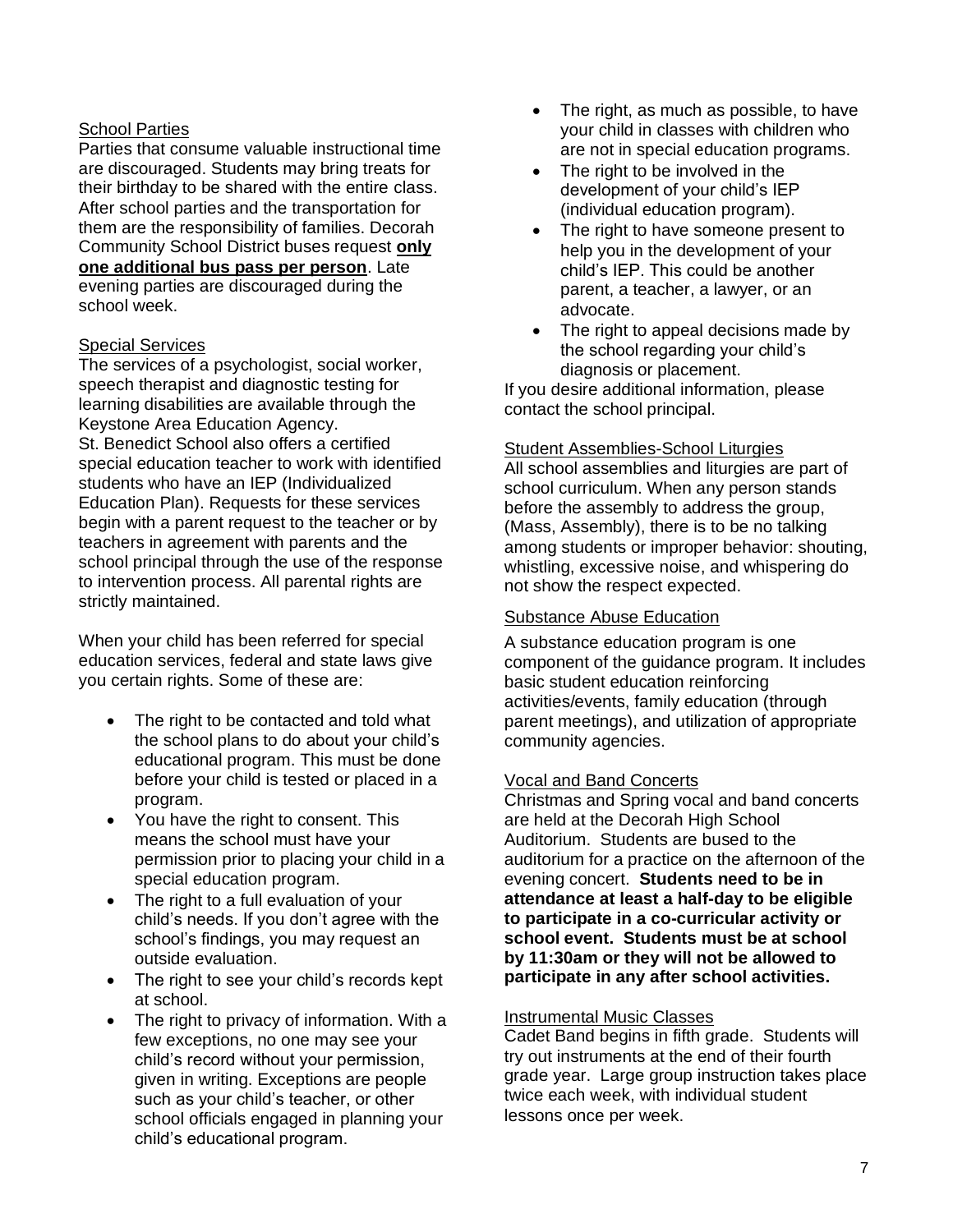### School Parties

Parties that consume valuable instructional time are discouraged. Students may bring treats for their birthday to be shared with the entire class. After school parties and the transportation for them are the responsibility of families. Decorah Community School District buses request **only one additional bus pass per person**. Late evening parties are discouraged during the school week.

### Special Services

The services of a psychologist, social worker, speech therapist and diagnostic testing for learning disabilities are available through the Keystone Area Education Agency.
St. Benedict School also offers a certified special education teacher to work with identified students who have an IEP (Individualized Education Plan). Requests for these services begin with a parent request to the teacher or by teachers in agreement with parents and the school principal through the use of the response to intervention process. All parental rights are strictly maintained.

When your child has been referred for special education services, federal and state laws give you certain rights. Some of these are:

- The right to be contacted and told what the school plans to do about your child's educational program. This must be done before your child is tested or placed in a program.
- You have the right to consent. This means the school must have your permission prior to placing your child in a special education program.
- The right to a full evaluation of your child's needs. If you don't agree with the school's findings, you may request an outside evaluation.
- The right to see your child's records kept at school.
- The right to privacy of information. With a few exceptions, no one may see your child's record without your permission, given in writing. Exceptions are people such as your child's teacher, or other school officials engaged in planning your child's educational program.
- The right, as much as possible, to have your child in classes with children who are not in special education programs.
- The right to be involved in the development of your child's IEP (individual education program).
- The right to have someone present to help you in the development of your child's IEP. This could be another parent, a teacher, a lawyer, or an advocate.
- The right to appeal decisions made by the school regarding your child's diagnosis or placement.

If you desire additional information, please contact the school principal.

### Student Assemblies-School Liturgies

All school assemblies and liturgies are part of school curriculum. When any person stands before the assembly to address the group, (Mass, Assembly), there is to be no talking among students or improper behavior: shouting, whistling, excessive noise, and whispering do not show the respect expected.

### Substance Abuse Education

A substance education program is one component of the guidance program. It includes basic student education reinforcing activities/events, family education (through parent meetings), and utilization of appropriate community agencies.

### Vocal and Band Concerts

Christmas and Spring vocal and band concerts are held at the Decorah High School Auditorium. Students are bused to the auditorium for a practice on the afternoon of the evening concert. **Students need to be in attendance at least a half-day to be eligible to participate in a co-curricular activity or school event. Students must be at school by 11:30am or they will not be allowed to participate in any after school activities.**

### Instrumental Music Classes

Cadet Band begins in fifth grade. Students will try out instruments at the end of their fourth grade year. Large group instruction takes place twice each week, with individual student lessons once per week.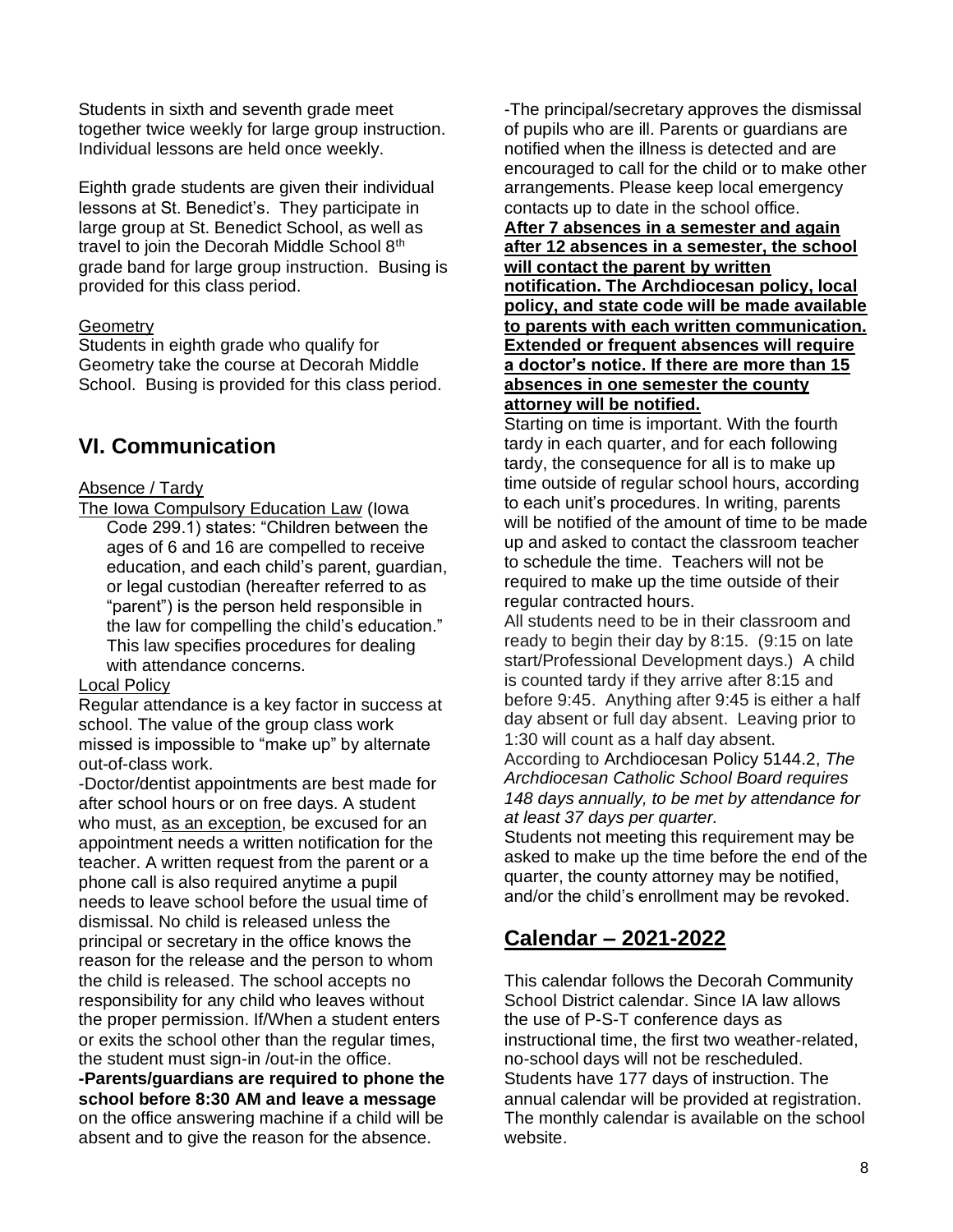Students in sixth and seventh grade meet together twice weekly for large group instruction. Individual lessons are held once weekly.

Eighth grade students are given their individual lessons at St. Benedict's. They participate in large group at St. Benedict School, as well as travel to join the Decorah Middle School 8th grade band for large group instruction. Busing is provided for this class period.

Geometry

Students in eighth grade who qualify for Geometry take the course at Decorah Middle School. Busing is provided for this class period.

## VI. Communication

Absence / Tardy

The Iowa Compulsory Education Law (Iowa Code 299.1) states: "Children between the ages of 6 and 16 are compelled to receive education, and each child's parent, guardian, or legal custodian (hereafter referred to as "parent") is the person held responsible in the law for compelling the child's education." This law specifies procedures for dealing with attendance concerns.

Local Policy

Regular attendance is a key factor in success at school. The value of the group class work missed is impossible to "make up" by alternate out-of-class work.

-Doctor/dentist appointments are best made for after school hours or on free days. A student who must, as an exception, be excused for an appointment needs a written notification for the teacher. A written request from the parent or a phone call is also required anytime a pupil needs to leave school before the usual time of dismissal. No child is released unless the principal or secretary in the office knows the reason for the release and the person to whom the child is released. The school accepts no responsibility for any child who leaves without the proper permission. If/When a student enters or exits the school other than the regular times, the student must sign-in /out-in the office.

**-Parents/guardians are required to phone the school before 8:30 AM and leave a message** on the office answering machine if a child will be absent and to give the reason for the absence.

-The principal/secretary approves the dismissal of pupils who are ill. Parents or guardians are notified when the illness is detected and are encouraged to call for the child or to make other arrangements. Please keep local emergency contacts up to date in the school office.

**After 7 absences in a semester and again after 12 absences in a semester, the school will contact the parent by written notification. The Archdiocesan policy, local policy, and state code will be made available to parents with each written communication. Extended or frequent absences will require a doctor's notice. If there are more than 15 absences in one semester the county attorney will be notified.**

Starting on time is important. With the fourth tardy in each quarter, and for each following tardy, the consequence for all is to make up time outside of regular school hours, according to each unit's procedures. In writing, parents will be notified of the amount of time to be made up and asked to contact the classroom teacher to schedule the time. Teachers will not be required to make up the time outside of their regular contracted hours.

All students need to be in their classroom and ready to begin their day by 8:15. (9:15 on late start/Professional Development days.) A child is counted tardy if they arrive after 8:15 and before 9:45. Anything after 9:45 is either a half day absent or full day absent. Leaving prior to 1:30 will count as a half day absent.

According to Archdiocesan Policy 5144.2, *The Archdiocesan Catholic School Board requires 148 days annually, to be met by attendance for at least 37 days per quarter.*

Students not meeting this requirement may be asked to make up the time before the end of the quarter, the county attorney may be notified, and/or the child's enrollment may be revoked.

## Calendar – 2021-2022

This calendar follows the Decorah Community School District calendar. Since IA law allows the use of P-S-T conference days as instructional time, the first two weather-related, no-school days will not be rescheduled. Students have 177 days of instruction. The annual calendar will be provided at registration. The monthly calendar is available on the school website.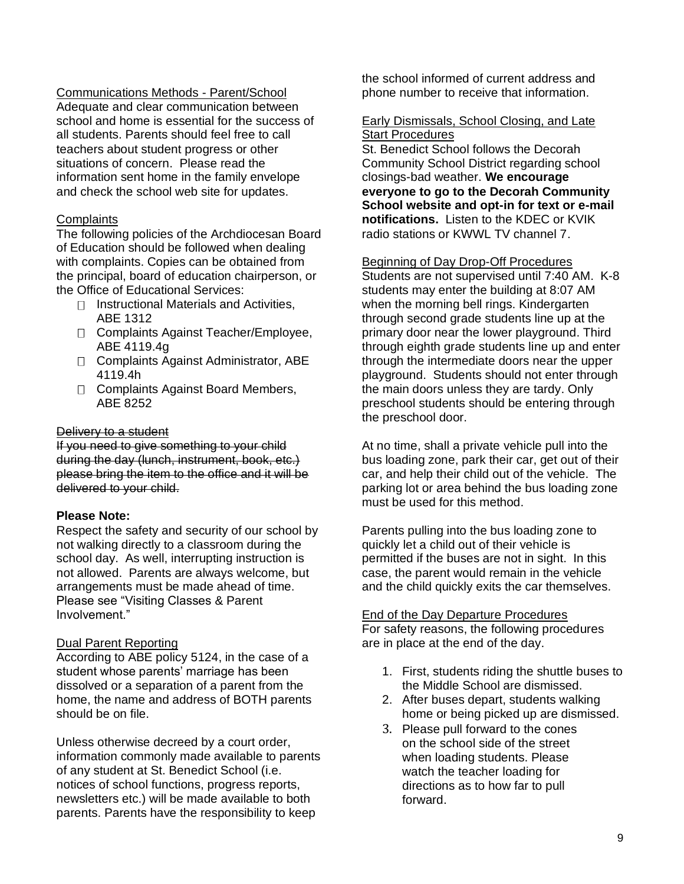### Communications Methods - Parent/School

Adequate and clear communication between school and home is essential for the success of all students. Parents should feel free to call teachers about student progress or other situations of concern. Please read the information sent home in the family envelope and check the school web site for updates.

### Complaints

The following policies of the Archdiocesan Board of Education should be followed when dealing with complaints. Copies can be obtained from the principal, board of education chairperson, or the Office of Educational Services:

- Instructional Materials and Activities, ABE 1312
- Complaints Against Teacher/Employee, ABE 4119.4g
- Complaints Against Administrator, ABE 4119.4h
- Complaints Against Board Members, ABE 8252

### ~~Delivery to a student~~

~~If you need to give something to your child during the day (lunch, instrument, book, etc.) please bring the item to the office and it will be delivered to your child.~~

**Please Note:**

Respect the safety and security of our school by not walking directly to a classroom during the school day. As well, interrupting instruction is not allowed. Parents are always welcome, but arrangements must be made ahead of time. Please see "Visiting Classes & Parent Involvement."

### Dual Parent Reporting

According to ABE policy 5124, in the case of a student whose parents' marriage has been dissolved or a separation of a parent from the home, the name and address of BOTH parents should be on file.

Unless otherwise decreed by a court order, information commonly made available to parents of any student at St. Benedict School (i.e. notices of school functions, progress reports, newsletters etc.) will be made available to both parents. Parents have the responsibility to keep the school informed of current address and phone number to receive that information.

### Early Dismissals, School Closing, and Late Start Procedures

St. Benedict School follows the Decorah Community School District regarding school closings-bad weather. **We encourage everyone to go to the Decorah Community School website and opt-in for text or e-mail notifications.** Listen to the KDEC or KVIK radio stations or KWWL TV channel 7.

### Beginning of Day Drop-Off Procedures

Students are not supervised until 7:40 AM. K-8 students may enter the building at 8:07 AM when the morning bell rings. Kindergarten through second grade students line up at the primary door near the lower playground. Third through eighth grade students line up and enter through the intermediate doors near the upper playground. Students should not enter through the main doors unless they are tardy. Only preschool students should be entering through the preschool door.

At no time, shall a private vehicle pull into the bus loading zone, park their car, get out of their car, and help their child out of the vehicle. The parking lot or area behind the bus loading zone must be used for this method.

Parents pulling into the bus loading zone to quickly let a child out of their vehicle is permitted if the buses are not in sight. In this case, the parent would remain in the vehicle and the child quickly exits the car themselves.

### End of the Day Departure Procedures

For safety reasons, the following procedures are in place at the end of the day.

1. First, students riding the shuttle buses to the Middle School are dismissed.
2. After buses depart, students walking home or being picked up are dismissed.
3. Please pull forward to the cones on the school side of the street when loading students. Please watch the teacher loading for directions as to how far to pull forward.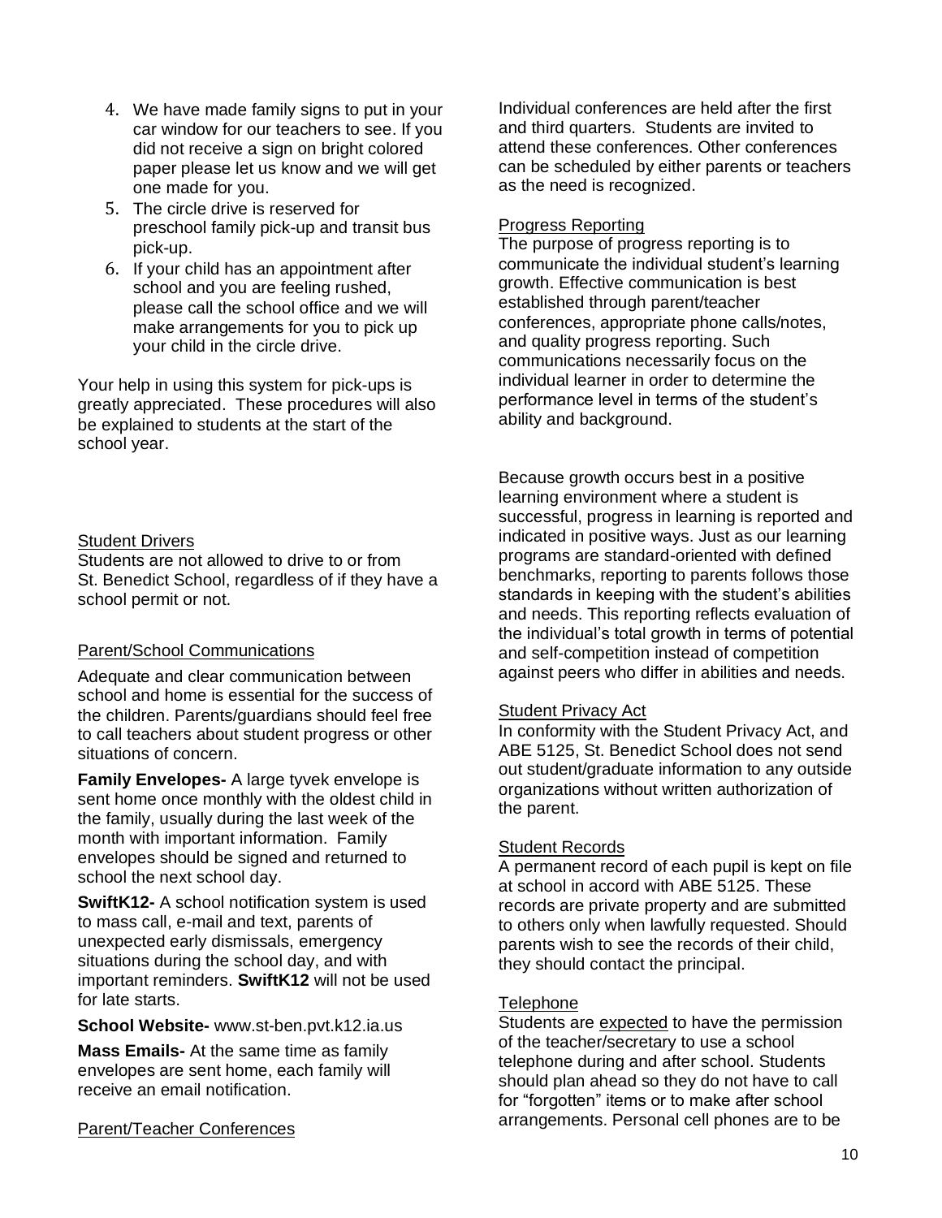4. We have made family signs to put in your car window for our teachers to see. If you did not receive a sign on bright colored paper please let us know and we will get one made for you.
5. The circle drive is reserved for preschool family pick-up and transit bus pick-up.
6. If your child has an appointment after school and you are feeling rushed, please call the school office and we will make arrangements for you to pick up your child in the circle drive.

Your help in using this system for pick-ups is greatly appreciated. These procedures will also be explained to students at the start of the school year.

### Student Drivers

Students are not allowed to drive to or from St. Benedict School, regardless of if they have a school permit or not.

### Parent/School Communications

Adequate and clear communication between school and home is essential for the success of the children. Parents/guardians should feel free to call teachers about student progress or other situations of concern.

**Family Envelopes-** A large tyvek envelope is sent home once monthly with the oldest child in the family, usually during the last week of the month with important information. Family envelopes should be signed and returned to school the next school day.

**SwiftK12-** A school notification system is used to mass call, e-mail and text, parents of unexpected early dismissals, emergency situations during the school day, and with important reminders. **SwiftK12** will not be used for late starts.

**School Website-** www.st-ben.pvt.k12.ia.us

**Mass Emails-** At the same time as family envelopes are sent home, each family will receive an email notification.

### Parent/Teacher Conferences

Individual conferences are held after the first and third quarters. Students are invited to attend these conferences. Other conferences can be scheduled by either parents or teachers as the need is recognized.

### Progress Reporting

The purpose of progress reporting is to communicate the individual student's learning growth. Effective communication is best established through parent/teacher conferences, appropriate phone calls/notes, and quality progress reporting. Such communications necessarily focus on the individual learner in order to determine the performance level in terms of the student's ability and background.

Because growth occurs best in a positive learning environment where a student is successful, progress in learning is reported and indicated in positive ways. Just as our learning programs are standard-oriented with defined benchmarks, reporting to parents follows those standards in keeping with the student's abilities and needs. This reporting reflects evaluation of the individual's total growth in terms of potential and self-competition instead of competition against peers who differ in abilities and needs.

### Student Privacy Act

In conformity with the Student Privacy Act, and ABE 5125, St. Benedict School does not send out student/graduate information to any outside organizations without written authorization of the parent.

### Student Records

A permanent record of each pupil is kept on file at school in accord with ABE 5125. These records are private property and are submitted to others only when lawfully requested. Should parents wish to see the records of their child, they should contact the principal.

### Telephone

Students are expected to have the permission of the teacher/secretary to use a school telephone during and after school. Students should plan ahead so they do not have to call for "forgotten" items or to make after school arrangements. Personal cell phones are to be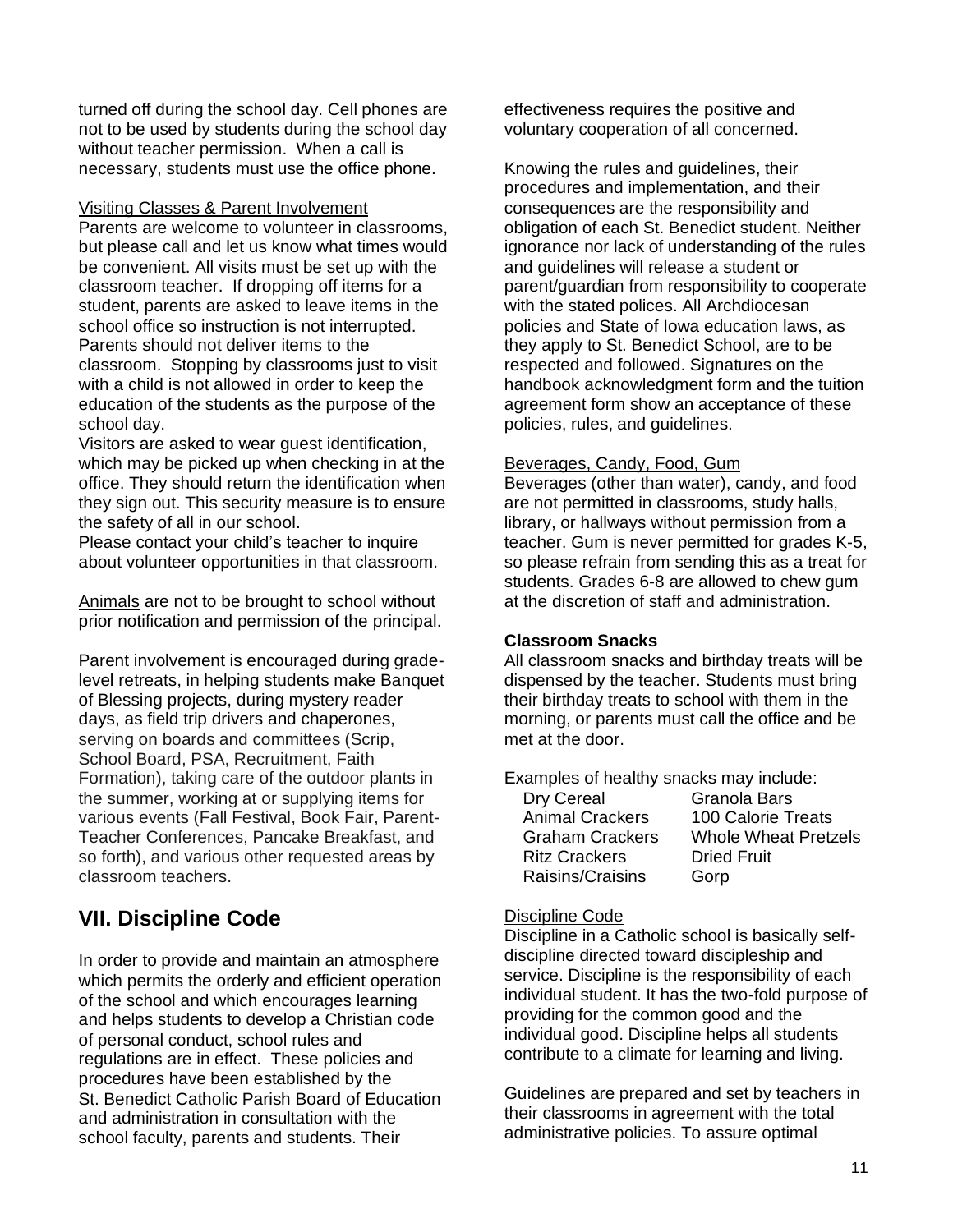turned off during the school day. Cell phones are not to be used by students during the school day without teacher permission. When a call is necessary, students must use the office phone.

Visiting Classes & Parent Involvement

Parents are welcome to volunteer in classrooms, but please call and let us know what times would be convenient. All visits must be set up with the classroom teacher. If dropping off items for a student, parents are asked to leave items in the school office so instruction is not interrupted. Parents should not deliver items to the classroom. Stopping by classrooms just to visit with a child is not allowed in order to keep the education of the students as the purpose of the school day.

Visitors are asked to wear guest identification, which may be picked up when checking in at the office. They should return the identification when they sign out. This security measure is to ensure the safety of all in our school.

Please contact your child's teacher to inquire about volunteer opportunities in that classroom.

Animals are not to be brought to school without prior notification and permission of the principal.

Parent involvement is encouraged during grade-level retreats, in helping students make Banquet of Blessing projects, during mystery reader days, as field trip drivers and chaperones, serving on boards and committees (Scrip, School Board, PSA, Recruitment, Faith Formation), taking care of the outdoor plants in the summer, working at or supplying items for various events (Fall Festival, Book Fair, Parent-Teacher Conferences, Pancake Breakfast, and so forth), and various other requested areas by classroom teachers.

## VII. Discipline Code

In order to provide and maintain an atmosphere which permits the orderly and efficient operation of the school and which encourages learning and helps students to develop a Christian code of personal conduct, school rules and regulations are in effect. These policies and procedures have been established by the St. Benedict Catholic Parish Board of Education and administration in consultation with the school faculty, parents and students. Their effectiveness requires the positive and voluntary cooperation of all concerned.

Knowing the rules and guidelines, their procedures and implementation, and their consequences are the responsibility and obligation of each St. Benedict student. Neither ignorance nor lack of understanding of the rules and guidelines will release a student or parent/guardian from responsibility to cooperate with the stated polices. All Archdiocesan policies and State of Iowa education laws, as they apply to St. Benedict School, are to be respected and followed. Signatures on the handbook acknowledgment form and the tuition agreement form show an acceptance of these policies, rules, and guidelines.

Beverages, Candy, Food, Gum

Beverages (other than water), candy, and food are not permitted in classrooms, study halls, library, or hallways without permission from a teacher. Gum is never permitted for grades K-5, so please refrain from sending this as a treat for students. Grades 6-8 are allowed to chew gum at the discretion of staff and administration.

**Classroom Snacks**

All classroom snacks and birthday treats will be dispensed by the teacher. Students must bring their birthday treats to school with them in the morning, or parents must call the office and be met at the door.

Examples of healthy snacks may include:

| | |
|---|---|
| Dry Cereal | Granola Bars |
| Animal Crackers | 100 Calorie Treats |
| Graham Crackers | Whole Wheat Pretzels |
| Ritz Crackers | Dried Fruit |
| Raisins/Craisins | Gorp |

Discipline Code

Discipline in a Catholic school is basically self-discipline directed toward discipleship and service. Discipline is the responsibility of each individual student. It has the two-fold purpose of providing for the common good and the individual good. Discipline helps all students contribute to a climate for learning and living.

Guidelines are prepared and set by teachers in their classrooms in agreement with the total administrative policies. To assure optimal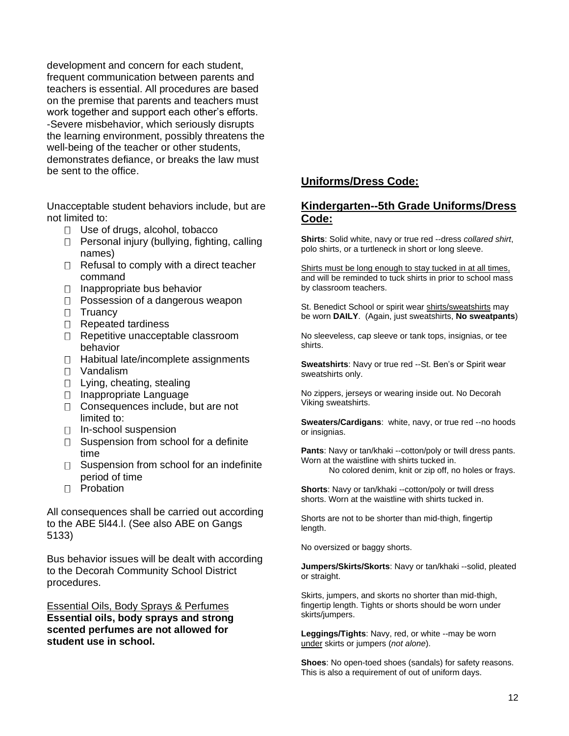development and concern for each student, frequent communication between parents and teachers is essential. All procedures are based on the premise that parents and teachers must work together and support each other's efforts.
-Severe misbehavior, which seriously disrupts the learning environment, possibly threatens the well-being of the teacher or other students, demonstrates defiance, or breaks the law must be sent to the office.

Unacceptable student behaviors include, but are not limited to:

- Use of drugs, alcohol, tobacco
- Personal injury (bullying, fighting, calling names)
- Refusal to comply with a direct teacher command
- Inappropriate bus behavior
- Possession of a dangerous weapon
- Truancy
- Repeated tardiness
- Repetitive unacceptable classroom behavior
- Habitual late/incomplete assignments
- Vandalism
- Lying, cheating, stealing
- Inappropriate Language
- Consequences include, but are not limited to:
- In-school suspension
- Suspension from school for a definite time
- Suspension from school for an indefinite period of time
- Probation

All consequences shall be carried out according to the ABE 5l44.l. (See also ABE on Gangs 5133)

Bus behavior issues will be dealt with according to the Decorah Community School District procedures.

Essential Oils, Body Sprays & Perfumes
**Essential oils, body sprays and strong scented perfumes are not allowed for student use in school.**

## Uniforms/Dress Code:

## Kindergarten--5th Grade Uniforms/Dress Code:

**Shirts**: Solid white, navy or true red --dress *collared shirt*, polo shirts, or a turtleneck in short or long sleeve.

Shirts must be long enough to stay tucked in at all times, and will be reminded to tuck shirts in prior to school mass by classroom teachers.

St. Benedict School or spirit wear shirts/sweatshirts may be worn **DAILY**. (Again, just sweatshirts, **No sweatpants**)

No sleeveless, cap sleeve or tank tops, insignias, or tee shirts.

**Sweatshirts**: Navy or true red --St. Ben's or Spirit wear sweatshirts only.

No zippers, jerseys or wearing inside out. No Decorah Viking sweatshirts.

**Sweaters/Cardigans**: white, navy, or true red --no hoods or insignias.

**Pants**: Navy or tan/khaki --cotton/poly or twill dress pants. Worn at the waistline with shirts tucked in.
No colored denim, knit or zip off, no holes or frays.

**Shorts**: Navy or tan/khaki --cotton/poly or twill dress shorts. Worn at the waistline with shirts tucked in.

Shorts are not to be shorter than mid-thigh, fingertip length.

No oversized or baggy shorts.

**Jumpers/Skirts/Skorts**: Navy or tan/khaki --solid, pleated or straight.

Skirts, jumpers, and skorts no shorter than mid-thigh, fingertip length. Tights or shorts should be worn under skirts/jumpers.

**Leggings/Tights**: Navy, red, or white --may be worn under skirts or jumpers (*not alone*).

**Shoes**: No open-toed shoes (sandals) for safety reasons. This is also a requirement of out of uniform days.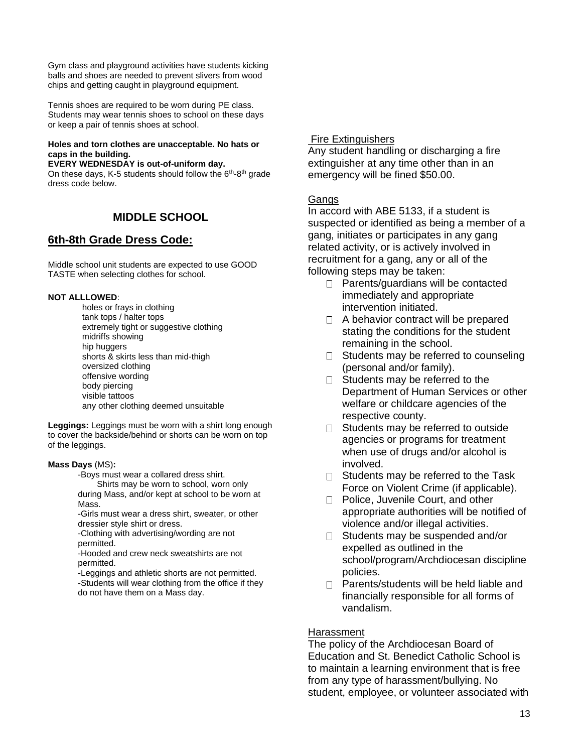Gym class and playground activities have students kicking balls and shoes are needed to prevent slivers from wood chips and getting caught in playground equipment.

Tennis shoes are required to be worn during PE class. Students may wear tennis shoes to school on these days or keep a pair of tennis shoes at school.

**Holes and torn clothes are unacceptable. No hats or caps in the building.**

**EVERY WEDNESDAY is out-of-uniform day.**

On these days, K-5 students should follow the 6th-8th grade dress code below.

## MIDDLE SCHOOL

## 6th-8th Grade Dress Code:

Middle school unit students are expected to use GOOD TASTE when selecting clothes for school.

**NOT ALLLOWED**:

- holes or frays in clothing
- tank tops / halter tops
- extremely tight or suggestive clothing
- midriffs showing
- hip huggers
- shorts & skirts less than mid-thigh
- oversized clothing
- offensive wording
- body piercing
- visible tattoos
- any other clothing deemed unsuitable

**Leggings:** Leggings must be worn with a shirt long enough to cover the backside/behind or shorts can be worn on top of the leggings.

**Mass Days** (MS)**:**

-Boys must wear a collared dress shirt. Shirts may be worn to school, worn only during Mass, and/or kept at school to be worn at Mass.

-Girls must wear a dress shirt, sweater, or other dressier style shirt or dress.

-Clothing with advertising/wording are not permitted.

-Hooded and crew neck sweatshirts are not permitted.

-Leggings and athletic shorts are not permitted.

-Students will wear clothing from the office if they do not have them on a Mass day.

### Fire Extinguishers

Any student handling or discharging a fire extinguisher at any time other than in an emergency will be fined $50.00.

### Gangs

In accord with ABE 5133, if a student is suspected or identified as being a member of a gang, initiates or participates in any gang related activity, or is actively involved in recruitment for a gang, any or all of the following steps may be taken:

- Parents/guardians will be contacted immediately and appropriate intervention initiated.
- A behavior contract will be prepared stating the conditions for the student remaining in the school.
- Students may be referred to counseling (personal and/or family).
- Students may be referred to the Department of Human Services or other welfare or childcare agencies of the respective county.
- Students may be referred to outside agencies or programs for treatment when use of drugs and/or alcohol is involved.
- Students may be referred to the Task Force on Violent Crime (if applicable).
- Police, Juvenile Court, and other appropriate authorities will be notified of violence and/or illegal activities.
- Students may be suspended and/or expelled as outlined in the school/program/Archdiocesan discipline policies.
- Parents/students will be held liable and financially responsible for all forms of vandalism.

### Harassment

The policy of the Archdiocesan Board of Education and St. Benedict Catholic School is to maintain a learning environment that is free from any type of harassment/bullying. No student, employee, or volunteer associated with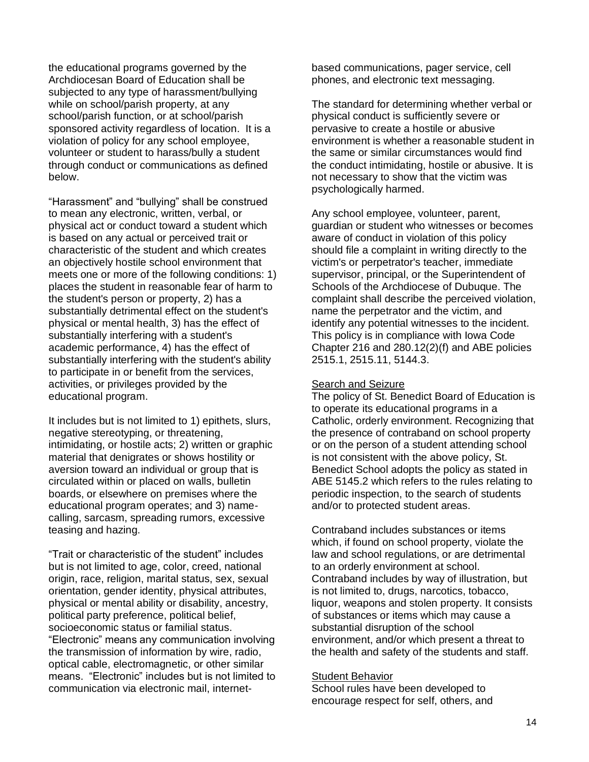the educational programs governed by the Archdiocesan Board of Education shall be subjected to any type of harassment/bullying while on school/parish property, at any school/parish function, or at school/parish sponsored activity regardless of location. It is a violation of policy for any school employee, volunteer or student to harass/bully a student through conduct or communications as defined below.

"Harassment" and "bullying" shall be construed to mean any electronic, written, verbal, or physical act or conduct toward a student which is based on any actual or perceived trait or characteristic of the student and which creates an objectively hostile school environment that meets one or more of the following conditions: 1) places the student in reasonable fear of harm to the student's person or property, 2) has a substantially detrimental effect on the student's physical or mental health, 3) has the effect of substantially interfering with a student's academic performance, 4) has the effect of substantially interfering with the student's ability to participate in or benefit from the services, activities, or privileges provided by the educational program.

It includes but is not limited to 1) epithets, slurs, negative stereotyping, or threatening, intimidating, or hostile acts; 2) written or graphic material that denigrates or shows hostility or aversion toward an individual or group that is circulated within or placed on walls, bulletin boards, or elsewhere on premises where the educational program operates; and 3) name-calling, sarcasm, spreading rumors, excessive teasing and hazing.

"Trait or characteristic of the student" includes but is not limited to age, color, creed, national origin, race, religion, marital status, sex, sexual orientation, gender identity, physical attributes, physical or mental ability or disability, ancestry, political party preference, political belief, socioeconomic status or familial status. "Electronic" means any communication involving the transmission of information by wire, radio, optical cable, electromagnetic, or other similar means. "Electronic" includes but is not limited to communication via electronic mail, internet-based communications, pager service, cell phones, and electronic text messaging.

The standard for determining whether verbal or physical conduct is sufficiently severe or pervasive to create a hostile or abusive environment is whether a reasonable student in the same or similar circumstances would find the conduct intimidating, hostile or abusive. It is not necessary to show that the victim was psychologically harmed.

Any school employee, volunteer, parent, guardian or student who witnesses or becomes aware of conduct in violation of this policy should file a complaint in writing directly to the victim's or perpetrator's teacher, immediate supervisor, principal, or the Superintendent of Schools of the Archdiocese of Dubuque. The complaint shall describe the perceived violation, name the perpetrator and the victim, and identify any potential witnesses to the incident. This policy is in compliance with Iowa Code Chapter 216 and 280.12(2)(f) and ABE policies 2515.1, 2515.11, 5144.3.

## Search and Seizure

The policy of St. Benedict Board of Education is to operate its educational programs in a Catholic, orderly environment. Recognizing that the presence of contraband on school property or on the person of a student attending school is not consistent with the above policy, St. Benedict School adopts the policy as stated in ABE 5145.2 which refers to the rules relating to periodic inspection, to the search of students and/or to protected student areas.

Contraband includes substances or items which, if found on school property, violate the law and school regulations, or are detrimental to an orderly environment at school. Contraband includes by way of illustration, but is not limited to, drugs, narcotics, tobacco, liquor, weapons and stolen property. It consists of substances or items which may cause a substantial disruption of the school environment, and/or which present a threat to the health and safety of the students and staff.

## Student Behavior

School rules have been developed to encourage respect for self, others, and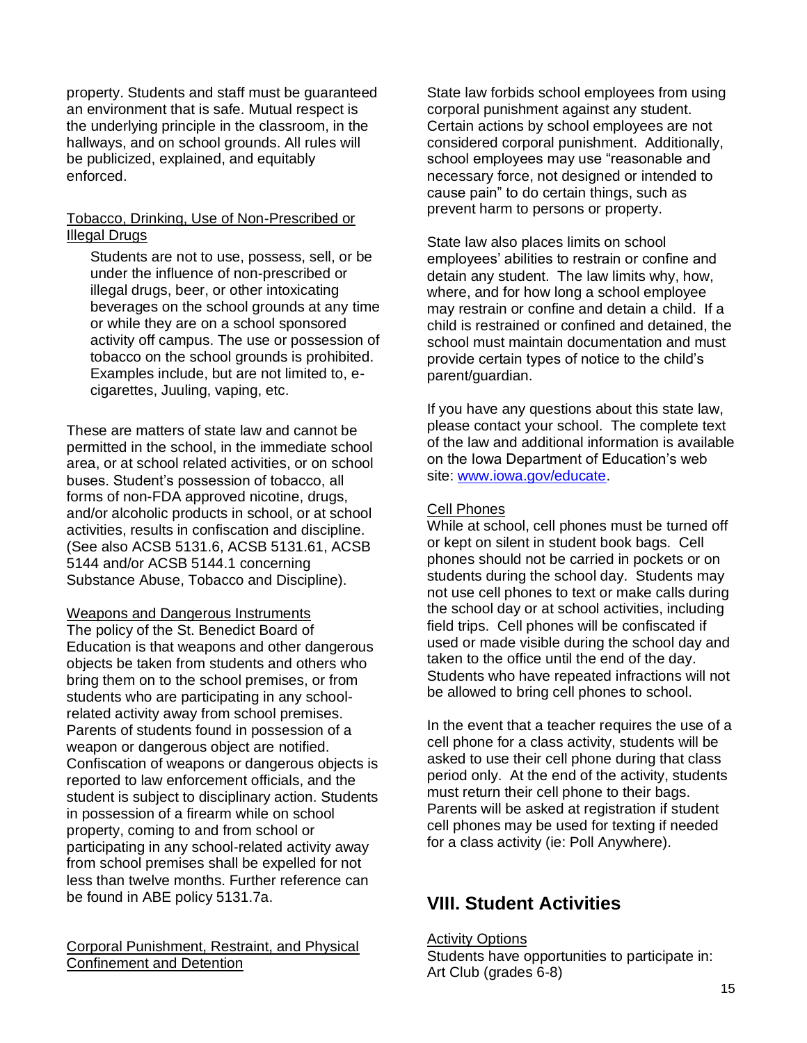property. Students and staff must be guaranteed an environment that is safe. Mutual respect is the underlying principle in the classroom, in the hallways, and on school grounds. All rules will be publicized, explained, and equitably enforced.

Tobacco, Drinking, Use of Non-Prescribed or Illegal Drugs

> Students are not to use, possess, sell, or be under the influence of non-prescribed or illegal drugs, beer, or other intoxicating beverages on the school grounds at any time or while they are on a school sponsored activity off campus. The use or possession of tobacco on the school grounds is prohibited. Examples include, but are not limited to, e-cigarettes, Juuling, vaping, etc.

These are matters of state law and cannot be permitted in the school, in the immediate school area, or at school related activities, or on school buses. Student's possession of tobacco, all forms of non-FDA approved nicotine, drugs, and/or alcoholic products in school, or at school activities, results in confiscation and discipline. (See also ACSB 5131.6, ACSB 5131.61, ACSB 5144 and/or ACSB 5144.1 concerning Substance Abuse, Tobacco and Discipline).

Weapons and Dangerous Instruments

The policy of the St. Benedict Board of Education is that weapons and other dangerous objects be taken from students and others who bring them on to the school premises, or from students who are participating in any school-related activity away from school premises. Parents of students found in possession of a weapon or dangerous object are notified. Confiscation of weapons or dangerous objects is reported to law enforcement officials, and the student is subject to disciplinary action. Students in possession of a firearm while on school property, coming to and from school or participating in any school-related activity away from school premises shall be expelled for not less than twelve months. Further reference can be found in ABE policy 5131.7a.

Corporal Punishment, Restraint, and Physical Confinement and Detention

State law forbids school employees from using corporal punishment against any student. Certain actions by school employees are not considered corporal punishment. Additionally, school employees may use "reasonable and necessary force, not designed or intended to cause pain" to do certain things, such as prevent harm to persons or property.

State law also places limits on school employees' abilities to restrain or confine and detain any student. The law limits why, how, where, and for how long a school employee may restrain or confine and detain a child. If a child is restrained or confined and detained, the school must maintain documentation and must provide certain types of notice to the child's parent/guardian.

If you have any questions about this state law, please contact your school. The complete text of the law and additional information is available on the Iowa Department of Education's web site: [www.iowa.gov/educate](http://www.iowa.gov/educate).

Cell Phones

While at school, cell phones must be turned off or kept on silent in student book bags. Cell phones should not be carried in pockets or on students during the school day. Students may not use cell phones to text or make calls during the school day or at school activities, including field trips. Cell phones will be confiscated if used or made visible during the school day and taken to the office until the end of the day. Students who have repeated infractions will not be allowed to bring cell phones to school.

In the event that a teacher requires the use of a cell phone for a class activity, students will be asked to use their cell phone during that class period only. At the end of the activity, students must return their cell phone to their bags. Parents will be asked at registration if student cell phones may be used for texting if needed for a class activity (ie: Poll Anywhere).

## VIII. Student Activities

Activity Options

Students have opportunities to participate in:
Art Club (grades 6-8)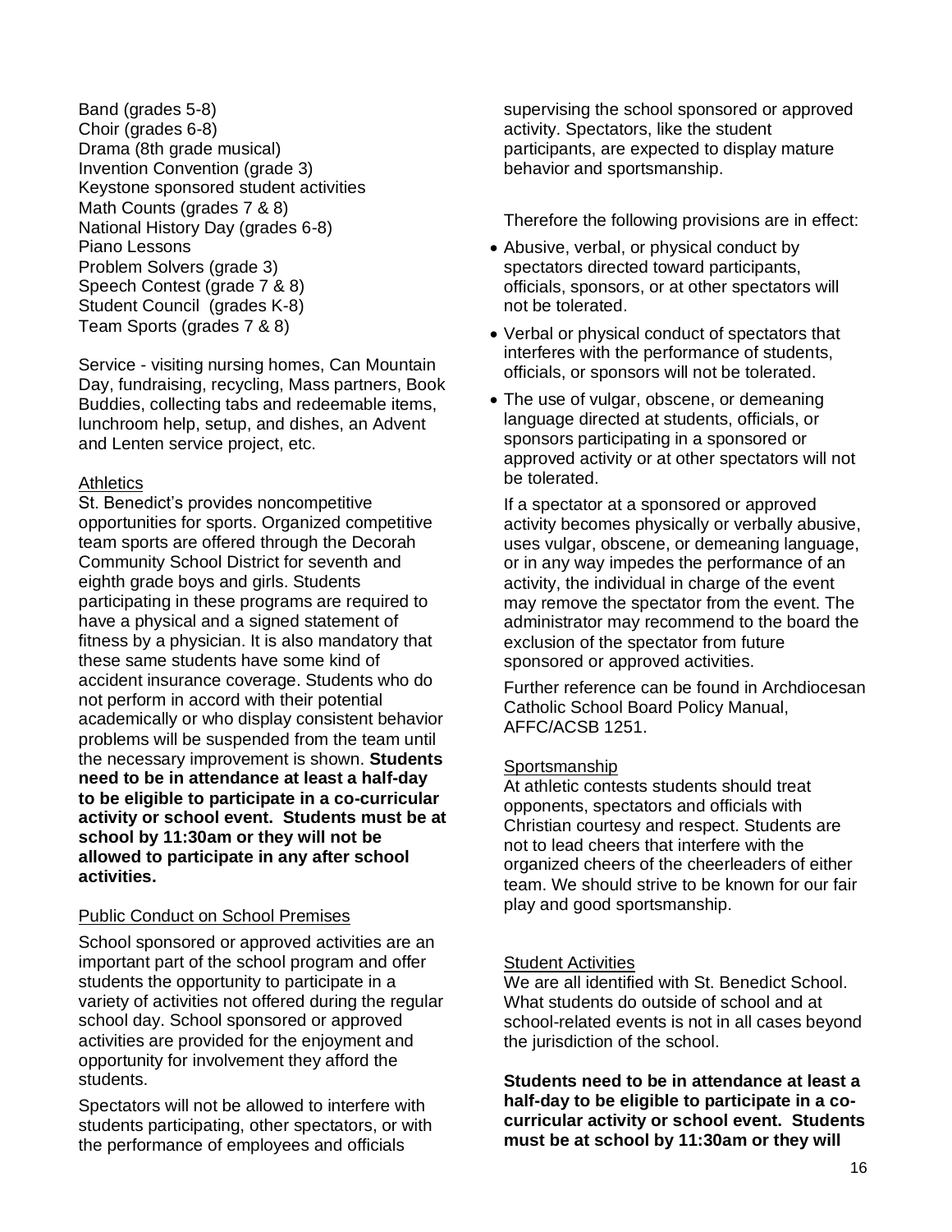Band (grades 5-8)
Choir (grades 6-8)
Drama (8th grade musical)
Invention Convention (grade 3)
Keystone sponsored student activities
Math Counts (grades 7 & 8)
National History Day (grades 6-8)
Piano Lessons
Problem Solvers (grade 3)
Speech Contest (grade 7 & 8)
Student Council (grades K-8)
Team Sports (grades 7 & 8)

Service - visiting nursing homes, Can Mountain Day, fundraising, recycling, Mass partners, Book Buddies, collecting tabs and redeemable items, lunchroom help, setup, and dishes, an Advent and Lenten service project, etc.

## Athletics

St. Benedict's provides noncompetitive opportunities for sports. Organized competitive team sports are offered through the Decorah Community School District for seventh and eighth grade boys and girls. Students participating in these programs are required to have a physical and a signed statement of fitness by a physician. It is also mandatory that these same students have some kind of accident insurance coverage. Students who do not perform in accord with their potential academically or who display consistent behavior problems will be suspended from the team until the necessary improvement is shown. **Students need to be in attendance at least a half-day to be eligible to participate in a co-curricular activity or school event. Students must be at school by 11:30am or they will not be allowed to participate in any after school activities.**

## Public Conduct on School Premises

School sponsored or approved activities are an important part of the school program and offer students the opportunity to participate in a variety of activities not offered during the regular school day. School sponsored or approved activities are provided for the enjoyment and opportunity for involvement they afford the students.

Spectators will not be allowed to interfere with students participating, other spectators, or with the performance of employees and officials supervising the school sponsored or approved activity. Spectators, like the student participants, are expected to display mature behavior and sportsmanship.

Therefore the following provisions are in effect:

- Abusive, verbal, or physical conduct by spectators directed toward participants, officials, sponsors, or at other spectators will not be tolerated.
- Verbal or physical conduct of spectators that interferes with the performance of students, officials, or sponsors will not be tolerated.
- The use of vulgar, obscene, or demeaning language directed at students, officials, or sponsors participating in a sponsored or approved activity or at other spectators will not be tolerated.

If a spectator at a sponsored or approved activity becomes physically or verbally abusive, uses vulgar, obscene, or demeaning language, or in any way impedes the performance of an activity, the individual in charge of the event may remove the spectator from the event. The administrator may recommend to the board the exclusion of the spectator from future sponsored or approved activities.

Further reference can be found in Archdiocesan Catholic School Board Policy Manual, AFFC/ACSB 1251.

## Sportsmanship

At athletic contests students should treat opponents, spectators and officials with Christian courtesy and respect. Students are not to lead cheers that interfere with the organized cheers of the cheerleaders of either team. We should strive to be known for our fair play and good sportsmanship.

## Student Activities

We are all identified with St. Benedict School. What students do outside of school and at school-related events is not in all cases beyond the jurisdiction of the school.

**Students need to be in attendance at least a half-day to be eligible to participate in a co-curricular activity or school event. Students must be at school by 11:30am or they will**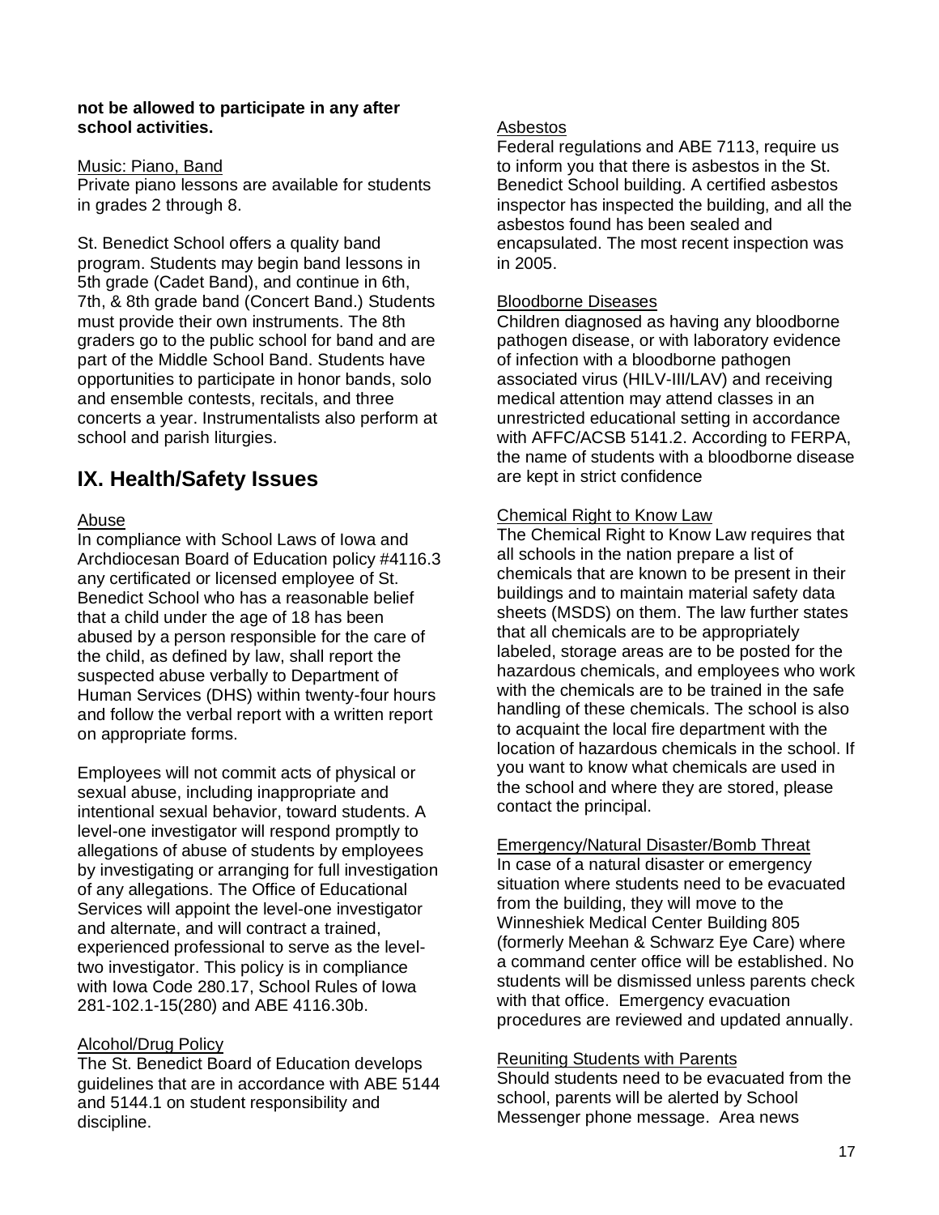**not be allowed to participate in any after school activities.**

Music: Piano, Band

Private piano lessons are available for students in grades 2 through 8.

St. Benedict School offers a quality band program. Students may begin band lessons in 5th grade (Cadet Band), and continue in 6th, 7th, & 8th grade band (Concert Band.) Students must provide their own instruments. The 8th graders go to the public school for band and are part of the Middle School Band. Students have opportunities to participate in honor bands, solo and ensemble contests, recitals, and three concerts a year. Instrumentalists also perform at school and parish liturgies.

# IX. Health/Safety Issues

Abuse

In compliance with School Laws of Iowa and Archdiocesan Board of Education policy #4116.3 any certificated or licensed employee of St. Benedict School who has a reasonable belief that a child under the age of 18 has been abused by a person responsible for the care of the child, as defined by law, shall report the suspected abuse verbally to Department of Human Services (DHS) within twenty-four hours and follow the verbal report with a written report on appropriate forms.

Employees will not commit acts of physical or sexual abuse, including inappropriate and intentional sexual behavior, toward students. A level-one investigator will respond promptly to allegations of abuse of students by employees by investigating or arranging for full investigation of any allegations. The Office of Educational Services will appoint the level-one investigator and alternate, and will contract a trained, experienced professional to serve as the level-two investigator. This policy is in compliance with Iowa Code 280.17, School Rules of Iowa 281-102.1-15(280) and ABE 4116.30b.

Alcohol/Drug Policy

The St. Benedict Board of Education develops guidelines that are in accordance with ABE 5144 and 5144.1 on student responsibility and discipline.

Asbestos

Federal regulations and ABE 7113, require us to inform you that there is asbestos in the St. Benedict School building. A certified asbestos inspector has inspected the building, and all the asbestos found has been sealed and encapsulated. The most recent inspection was in 2005.

Bloodborne Diseases

Children diagnosed as having any bloodborne pathogen disease, or with laboratory evidence of infection with a bloodborne pathogen associated virus (HILV-III/LAV) and receiving medical attention may attend classes in an unrestricted educational setting in accordance with AFFC/ACSB 5141.2. According to FERPA, the name of students with a bloodborne disease are kept in strict confidence

Chemical Right to Know Law

The Chemical Right to Know Law requires that all schools in the nation prepare a list of chemicals that are known to be present in their buildings and to maintain material safety data sheets (MSDS) on them. The law further states that all chemicals are to be appropriately labeled, storage areas are to be posted for the hazardous chemicals, and employees who work with the chemicals are to be trained in the safe handling of these chemicals. The school is also to acquaint the local fire department with the location of hazardous chemicals in the school. If you want to know what chemicals are used in the school and where they are stored, please contact the principal.

Emergency/Natural Disaster/Bomb Threat

In case of a natural disaster or emergency situation where students need to be evacuated from the building, they will move to the Winneshiek Medical Center Building 805 (formerly Meehan & Schwarz Eye Care) where a command center office will be established. No students will be dismissed unless parents check with that office. Emergency evacuation procedures are reviewed and updated annually.

Reuniting Students with Parents

Should students need to be evacuated from the school, parents will be alerted by School Messenger phone message. Area news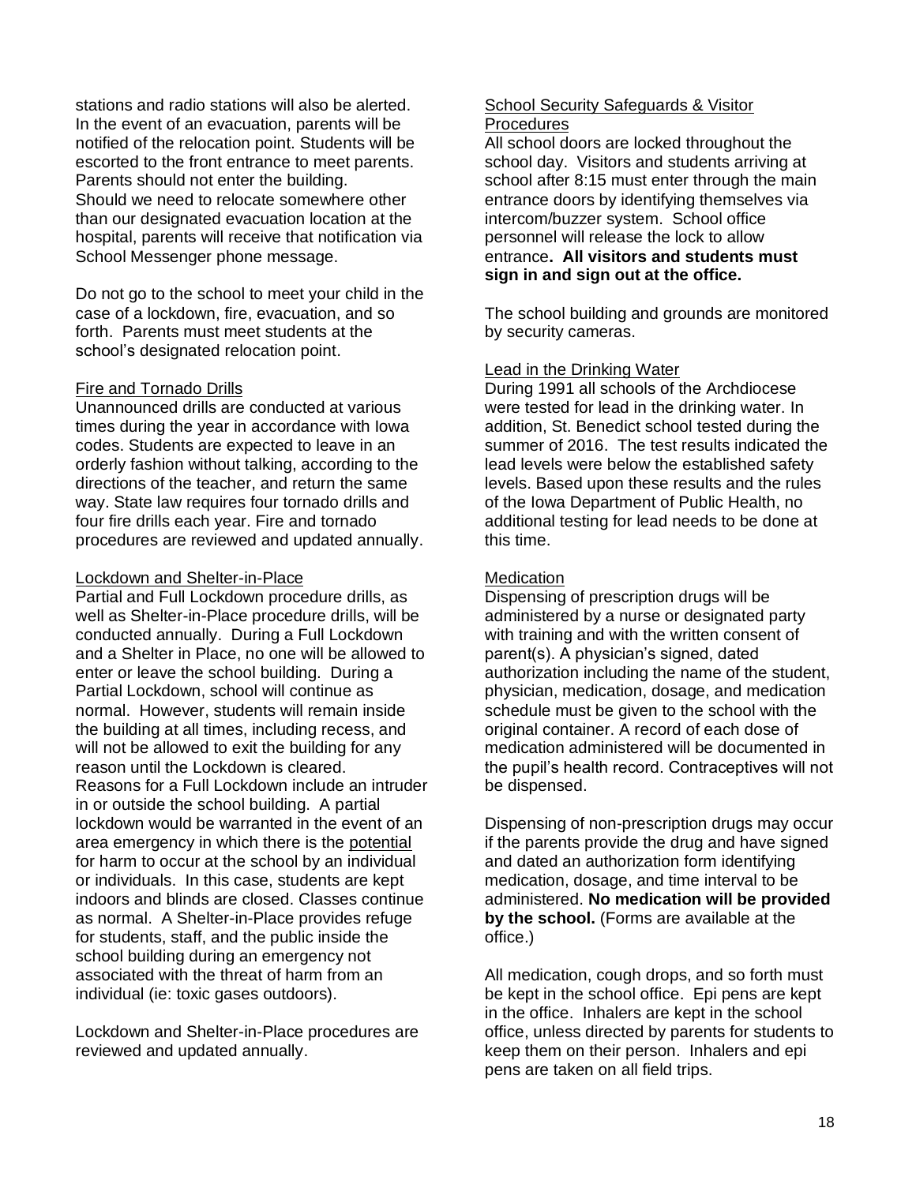stations and radio stations will also be alerted. In the event of an evacuation, parents will be notified of the relocation point. Students will be escorted to the front entrance to meet parents. Parents should not enter the building.
Should we need to relocate somewhere other than our designated evacuation location at the hospital, parents will receive that notification via School Messenger phone message.

Do not go to the school to meet your child in the case of a lockdown, fire, evacuation, and so forth. Parents must meet students at the school's designated relocation point.

### Fire and Tornado Drills

Unannounced drills are conducted at various times during the year in accordance with Iowa codes. Students are expected to leave in an orderly fashion without talking, according to the directions of the teacher, and return the same way. State law requires four tornado drills and four fire drills each year. Fire and tornado procedures are reviewed and updated annually.

### Lockdown and Shelter-in-Place

Partial and Full Lockdown procedure drills, as well as Shelter-in-Place procedure drills, will be conducted annually. During a Full Lockdown and a Shelter in Place, no one will be allowed to enter or leave the school building. During a Partial Lockdown, school will continue as normal. However, students will remain inside the building at all times, including recess, and will not be allowed to exit the building for any reason until the Lockdown is cleared.
Reasons for a Full Lockdown include an intruder in or outside the school building. A partial lockdown would be warranted in the event of an area emergency in which there is the potential for harm to occur at the school by an individual or individuals. In this case, students are kept indoors and blinds are closed. Classes continue as normal. A Shelter-in-Place provides refuge for students, staff, and the public inside the school building during an emergency not associated with the threat of harm from an individual (ie: toxic gases outdoors).

Lockdown and Shelter-in-Place procedures are reviewed and updated annually.

### School Security Safeguards & Visitor Procedures

All school doors are locked throughout the school day. Visitors and students arriving at school after 8:15 must enter through the main entrance doors by identifying themselves via intercom/buzzer system. School office personnel will release the lock to allow entrance**. All visitors and students must sign in and sign out at the office.**

The school building and grounds are monitored by security cameras.

### Lead in the Drinking Water

During 1991 all schools of the Archdiocese were tested for lead in the drinking water. In addition, St. Benedict school tested during the summer of 2016. The test results indicated the lead levels were below the established safety levels. Based upon these results and the rules of the Iowa Department of Public Health, no additional testing for lead needs to be done at this time.

### Medication

Dispensing of prescription drugs will be administered by a nurse or designated party with training and with the written consent of parent(s). A physician's signed, dated authorization including the name of the student, physician, medication, dosage, and medication schedule must be given to the school with the original container. A record of each dose of medication administered will be documented in the pupil's health record. Contraceptives will not be dispensed.

Dispensing of non-prescription drugs may occur if the parents provide the drug and have signed and dated an authorization form identifying medication, dosage, and time interval to be administered. **No medication will be provided by the school.** (Forms are available at the office.)

All medication, cough drops, and so forth must be kept in the school office. Epi pens are kept in the office. Inhalers are kept in the school office, unless directed by parents for students to keep them on their person. Inhalers and epi pens are taken on all field trips.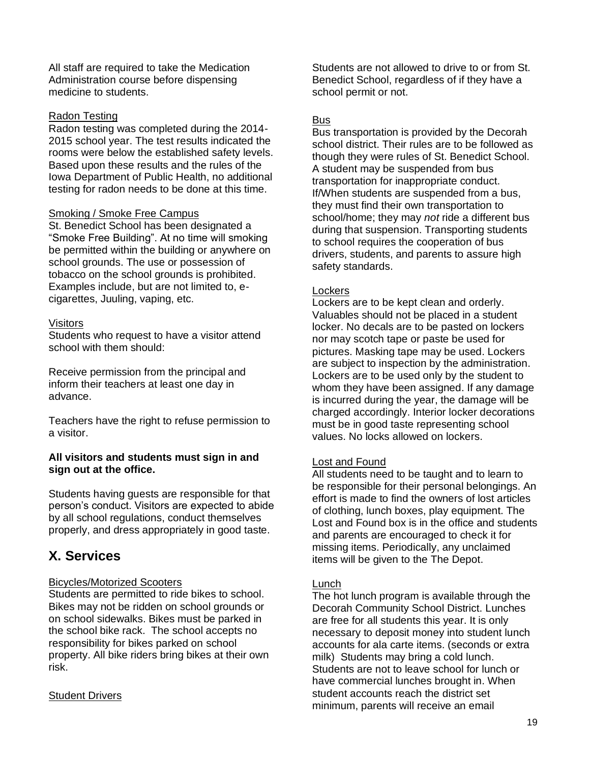All staff are required to take the Medication Administration course before dispensing medicine to students.

Radon Testing

Radon testing was completed during the 2014-2015 school year. The test results indicated the rooms were below the established safety levels. Based upon these results and the rules of the Iowa Department of Public Health, no additional testing for radon needs to be done at this time.

Smoking / Smoke Free Campus

St. Benedict School has been designated a "Smoke Free Building". At no time will smoking be permitted within the building or anywhere on school grounds. The use or possession of tobacco on the school grounds is prohibited. Examples include, but are not limited to, e-cigarettes, Juuling, vaping, etc.

Visitors

Students who request to have a visitor attend school with them should:

Receive permission from the principal and inform their teachers at least one day in advance.

Teachers have the right to refuse permission to a visitor.

**All visitors and students must sign in and sign out at the office.**

Students having guests are responsible for that person's conduct. Visitors are expected to abide by all school regulations, conduct themselves properly, and dress appropriately in good taste.

## X. Services

Bicycles/Motorized Scooters

Students are permitted to ride bikes to school. Bikes may not be ridden on school grounds or on school sidewalks. Bikes must be parked in the school bike rack. The school accepts no responsibility for bikes parked on school property. All bike riders bring bikes at their own risk.

Student Drivers

Students are not allowed to drive to or from St. Benedict School, regardless of if they have a school permit or not.

Bus

Bus transportation is provided by the Decorah school district. Their rules are to be followed as though they were rules of St. Benedict School. A student may be suspended from bus transportation for inappropriate conduct. If/When students are suspended from a bus, they must find their own transportation to school/home; they may *not* ride a different bus during that suspension. Transporting students to school requires the cooperation of bus drivers, students, and parents to assure high safety standards.

Lockers

Lockers are to be kept clean and orderly. Valuables should not be placed in a student locker. No decals are to be pasted on lockers nor may scotch tape or paste be used for pictures. Masking tape may be used. Lockers are subject to inspection by the administration. Lockers are to be used only by the student to whom they have been assigned. If any damage is incurred during the year, the damage will be charged accordingly. Interior locker decorations must be in good taste representing school values. No locks allowed on lockers.

Lost and Found

All students need to be taught and to learn to be responsible for their personal belongings. An effort is made to find the owners of lost articles of clothing, lunch boxes, play equipment. The Lost and Found box is in the office and students and parents are encouraged to check it for missing items. Periodically, any unclaimed items will be given to the The Depot.

Lunch

The hot lunch program is available through the Decorah Community School District. Lunches are free for all students this year. It is only necessary to deposit money into student lunch accounts for ala carte items. (seconds or extra milk) Students may bring a cold lunch. Students are not to leave school for lunch or have commercial lunches brought in. When student accounts reach the district set minimum, parents will receive an email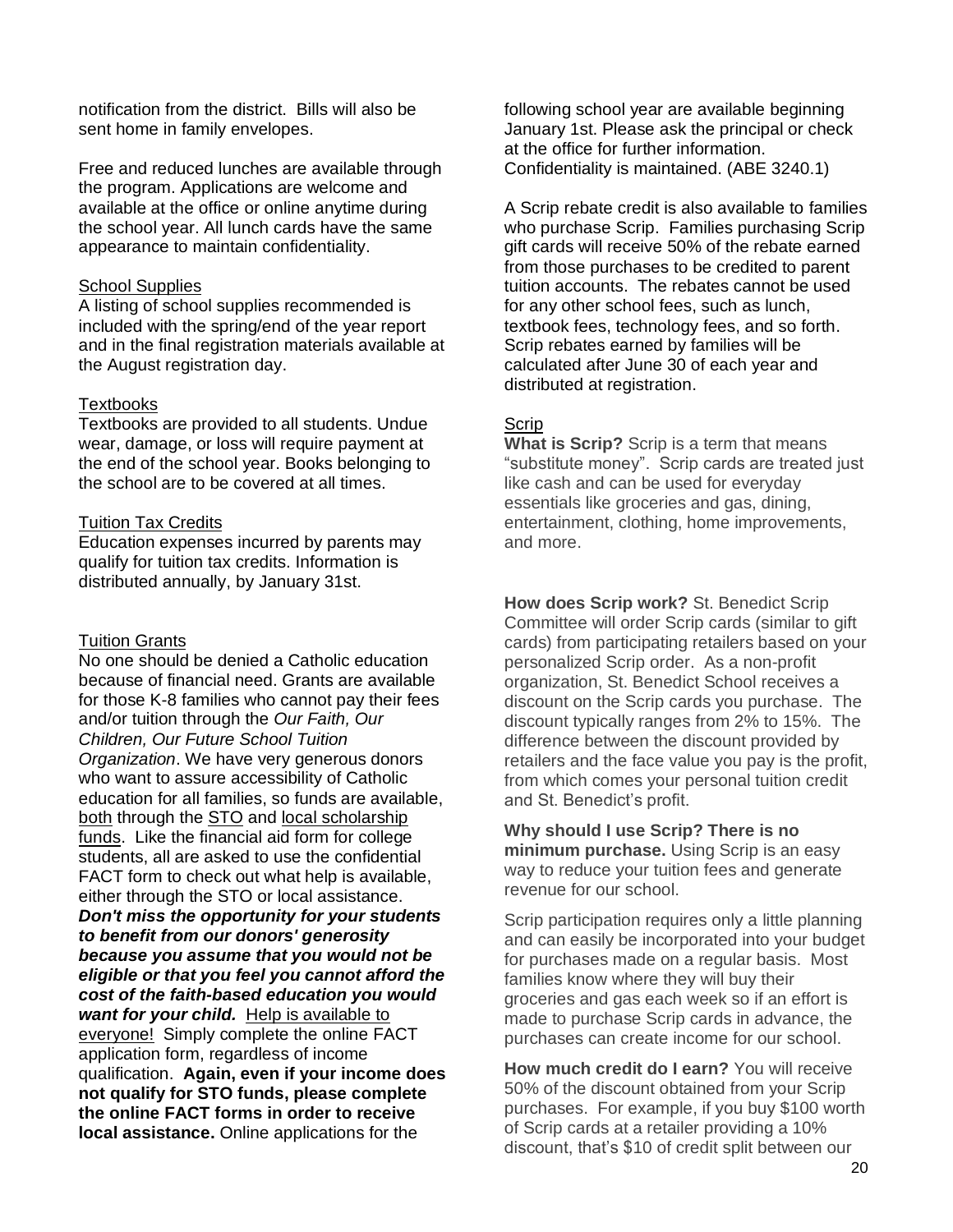notification from the district. Bills will also be sent home in family envelopes.

Free and reduced lunches are available through the program. Applications are welcome and available at the office or online anytime during the school year. All lunch cards have the same appearance to maintain confidentiality.

<u>School Supplies</u>
A listing of school supplies recommended is included with the spring/end of the year report and in the final registration materials available at the August registration day.

<u>Textbooks</u>
Textbooks are provided to all students. Undue wear, damage, or loss will require payment at the end of the school year. Books belonging to the school are to be covered at all times.

<u>Tuition Tax Credits</u>
Education expenses incurred by parents may qualify for tuition tax credits. Information is distributed annually, by January 31st.

<u>Tuition Grants</u>
No one should be denied a Catholic education because of financial need. Grants are available for those K-8 families who cannot pay their fees and/or tuition through the *Our Faith, Our Children, Our Future School Tuition Organization*. We have very generous donors who want to assure accessibility of Catholic education for all families, so funds are available, <u>both</u> through the <u>STO</u> and <u>local scholarship funds</u>. Like the financial aid form for college students, all are asked to use the confidential FACT form to check out what help is available, either through the STO or local assistance. ***Don't miss the opportunity for your students to benefit from our donors' generosity because you assume that you would not be eligible or that you feel you cannot afford the cost of the faith-based education you would want for your child.*** <u>Help is available to everyone!</u> Simply complete the online FACT application form, regardless of income qualification. **Again, even if your income does not qualify for STO funds, please complete the online FACT forms in order to receive local assistance.** Online applications for the following school year are available beginning January 1st. Please ask the principal or check at the office for further information. Confidentiality is maintained. (ABE 3240.1)

A Scrip rebate credit is also available to families who purchase Scrip. Families purchasing Scrip gift cards will receive 50% of the rebate earned from those purchases to be credited to parent tuition accounts. The rebates cannot be used for any other school fees, such as lunch, textbook fees, technology fees, and so forth. Scrip rebates earned by families will be calculated after June 30 of each year and distributed at registration.

<u>Scrip</u>
**What is Scrip?** Scrip is a term that means "substitute money". Scrip cards are treated just like cash and can be used for everyday essentials like groceries and gas, dining, entertainment, clothing, home improvements, and more.

**How does Scrip work?** St. Benedict Scrip Committee will order Scrip cards (similar to gift cards) from participating retailers based on your personalized Scrip order. As a non-profit organization, St. Benedict School receives a discount on the Scrip cards you purchase. The discount typically ranges from 2% to 15%. The difference between the discount provided by retailers and the face value you pay is the profit, from which comes your personal tuition credit and St. Benedict's profit.

**Why should I use Scrip? There is no minimum purchase.** Using Scrip is an easy way to reduce your tuition fees and generate revenue for our school.

Scrip participation requires only a little planning and can easily be incorporated into your budget for purchases made on a regular basis. Most families know where they will buy their groceries and gas each week so if an effort is made to purchase Scrip cards in advance, the purchases can create income for our school.

**How much credit do I earn?** You will receive 50% of the discount obtained from your Scrip purchases. For example, if you buy $100 worth of Scrip cards at a retailer providing a 10% discount, that's $10 of credit split between our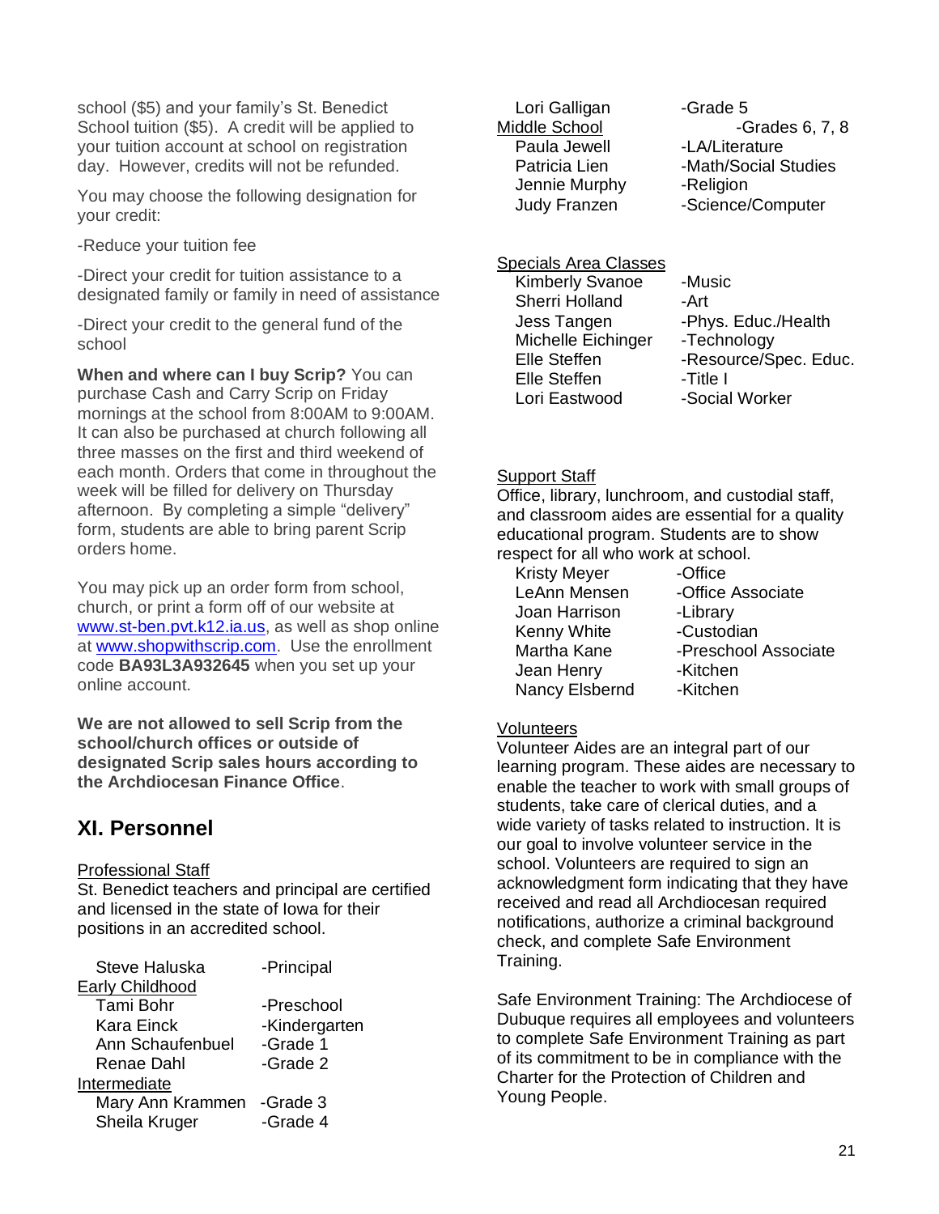school ($5) and your family's St. Benedict School tuition ($5). A credit will be applied to your tuition account at school on registration day. However, credits will not be refunded.

You may choose the following designation for your credit:

-Reduce your tuition fee

-Direct your credit for tuition assistance to a designated family or family in need of assistance

-Direct your credit to the general fund of the school

**When and where can I buy Scrip?** You can purchase Cash and Carry Scrip on Friday mornings at the school from 8:00AM to 9:00AM. It can also be purchased at church following all three masses on the first and third weekend of each month. Orders that come in throughout the week will be filled for delivery on Thursday afternoon. By completing a simple "delivery" form, students are able to bring parent Scrip orders home.

You may pick up an order form from school, church, or print a form off of our website at www.st-ben.pvt.k12.ia.us, as well as shop online at www.shopwithscrip.com. Use the enrollment code **BA93L3A932645** when you set up your online account.

**We are not allowed to sell Scrip from the school/church offices or outside of designated Scrip sales hours according to the Archdiocesan Finance Office**.

## XI. Personnel

Professional Staff

St. Benedict teachers and principal are certified and licensed in the state of Iowa for their positions in an accredited school.

| | |
|---|---|
| Steve Haluska | -Principal |
| Early Childhood | |
| Tami Bohr | -Preschool |
| Kara Einck | -Kindergarten |
| Ann Schaufenbuel | -Grade 1 |
| Renae Dahl | -Grade 2 |
| Intermediate | |
| Mary Ann Krammen | -Grade 3 |
| Sheila Kruger | -Grade 4 |
| Lori Galligan | -Grade 5 |
| Middle School | -Grades 6, 7, 8 |
| Paula Jewell | -LA/Literature |
| Patricia Lien | -Math/Social Studies |
| Jennie Murphy | -Religion |
| Judy Franzen | -Science/Computer |

Specials Area Classes

| | |
|---|---|
| Kimberly Svanoe | -Music |
| Sherri Holland | -Art |
| Jess Tangen | -Phys. Educ./Health |
| Michelle Eichinger | -Technology |
| Elle Steffen | -Resource/Spec. Educ. |
| Elle Steffen | -Title I |
| Lori Eastwood | -Social Worker |

Support Staff

Office, library, lunchroom, and custodial staff, and classroom aides are essential for a quality educational program. Students are to show respect for all who work at school.

| | |
|---|---|
| Kristy Meyer | -Office |
| LeAnn Mensen | -Office Associate |
| Joan Harrison | -Library |
| Kenny White | -Custodian |
| Martha Kane | -Preschool Associate |
| Jean Henry | -Kitchen |
| Nancy Elsbernd | -Kitchen |

Volunteers

Volunteer Aides are an integral part of our learning program. These aides are necessary to enable the teacher to work with small groups of students, take care of clerical duties, and a wide variety of tasks related to instruction. It is our goal to involve volunteer service in the school. Volunteers are required to sign an acknowledgment form indicating that they have received and read all Archdiocesan required notifications, authorize a criminal background check, and complete Safe Environment Training.

Safe Environment Training: The Archdiocese of Dubuque requires all employees and volunteers to complete Safe Environment Training as part of its commitment to be in compliance with the Charter for the Protection of Children and Young People.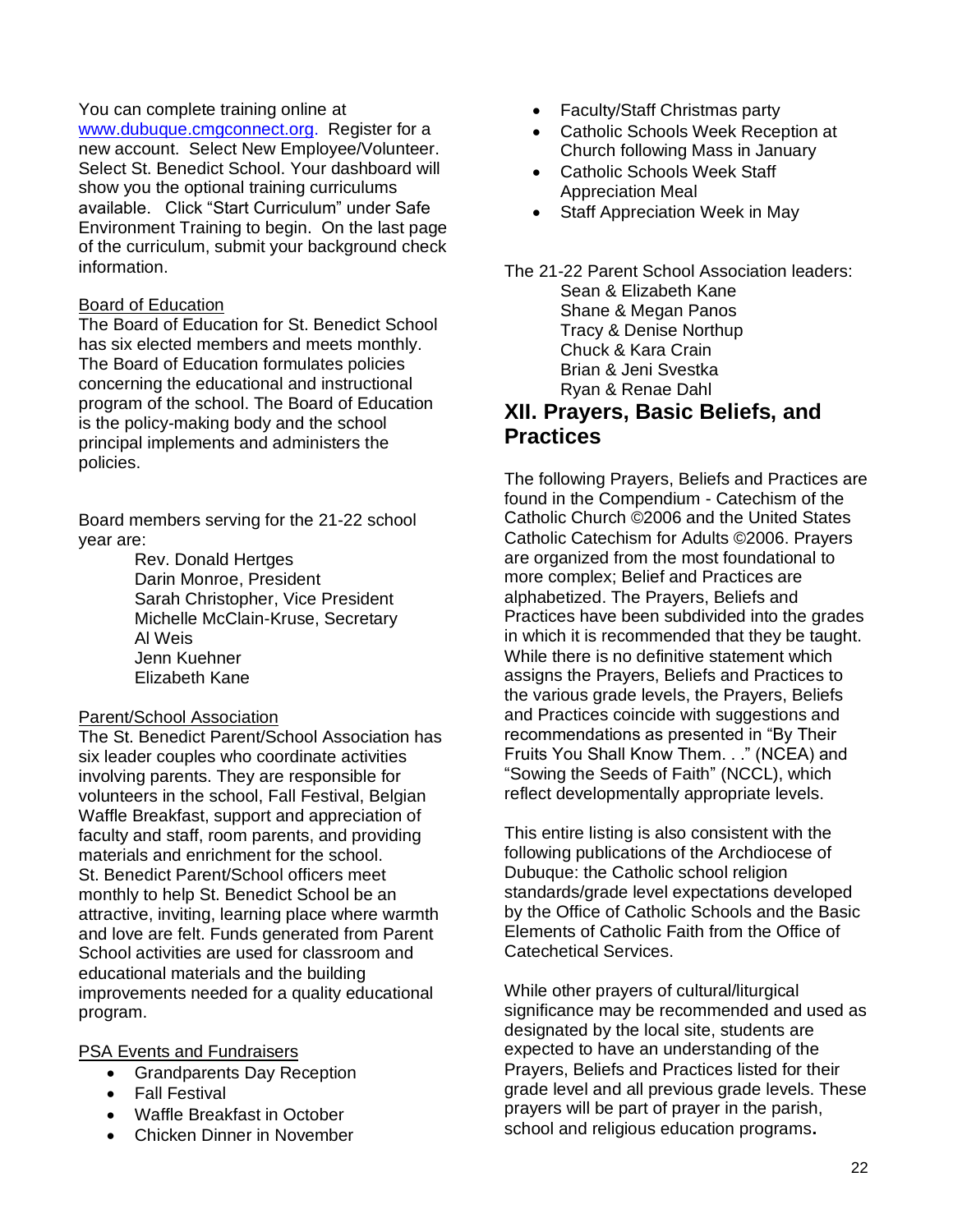You can complete training online at www.dubuque.cmgconnect.org. Register for a new account. Select New Employee/Volunteer. Select St. Benedict School. Your dashboard will show you the optional training curriculums available. Click "Start Curriculum" under Safe Environment Training to begin. On the last page of the curriculum, submit your background check information.

Board of Education

The Board of Education for St. Benedict School has six elected members and meets monthly. The Board of Education formulates policies concerning the educational and instructional program of the school. The Board of Education is the policy-making body and the school principal implements and administers the policies.

Board members serving for the 21-22 school year are:

Rev. Donald Hertges
Darin Monroe, President
Sarah Christopher, Vice President
Michelle McClain-Kruse, Secretary
Al Weis
Jenn Kuehner
Elizabeth Kane

Parent/School Association

The St. Benedict Parent/School Association has six leader couples who coordinate activities involving parents. They are responsible for volunteers in the school, Fall Festival, Belgian Waffle Breakfast, support and appreciation of faculty and staff, room parents, and providing materials and enrichment for the school. St. Benedict Parent/School officers meet monthly to help St. Benedict School be an attractive, inviting, learning place where warmth and love are felt. Funds generated from Parent School activities are used for classroom and educational materials and the building improvements needed for a quality educational program.

PSA Events and Fundraisers

- Grandparents Day Reception
- Fall Festival
- Waffle Breakfast in October
- Chicken Dinner in November
- Faculty/Staff Christmas party
- Catholic Schools Week Reception at Church following Mass in January
- Catholic Schools Week Staff Appreciation Meal
- Staff Appreciation Week in May

The 21-22 Parent School Association leaders:

Sean & Elizabeth Kane
Shane & Megan Panos
Tracy & Denise Northup
Chuck & Kara Crain
Brian & Jeni Svestka
Ryan & Renae Dahl

## XII. Prayers, Basic Beliefs, and Practices

The following Prayers, Beliefs and Practices are found in the Compendium - Catechism of the Catholic Church ©2006 and the United States Catholic Catechism for Adults ©2006. Prayers are organized from the most foundational to more complex; Belief and Practices are alphabetized. The Prayers, Beliefs and Practices have been subdivided into the grades in which it is recommended that they be taught. While there is no definitive statement which assigns the Prayers, Beliefs and Practices to the various grade levels, the Prayers, Beliefs and Practices coincide with suggestions and recommendations as presented in "By Their Fruits You Shall Know Them. . ." (NCEA) and "Sowing the Seeds of Faith" (NCCL), which reflect developmentally appropriate levels.

This entire listing is also consistent with the following publications of the Archdiocese of Dubuque: the Catholic school religion standards/grade level expectations developed by the Office of Catholic Schools and the Basic Elements of Catholic Faith from the Office of Catechetical Services.

While other prayers of cultural/liturgical significance may be recommended and used as designated by the local site, students are expected to have an understanding of the Prayers, Beliefs and Practices listed for their grade level and all previous grade levels. These prayers will be part of prayer in the parish, school and religious education programs.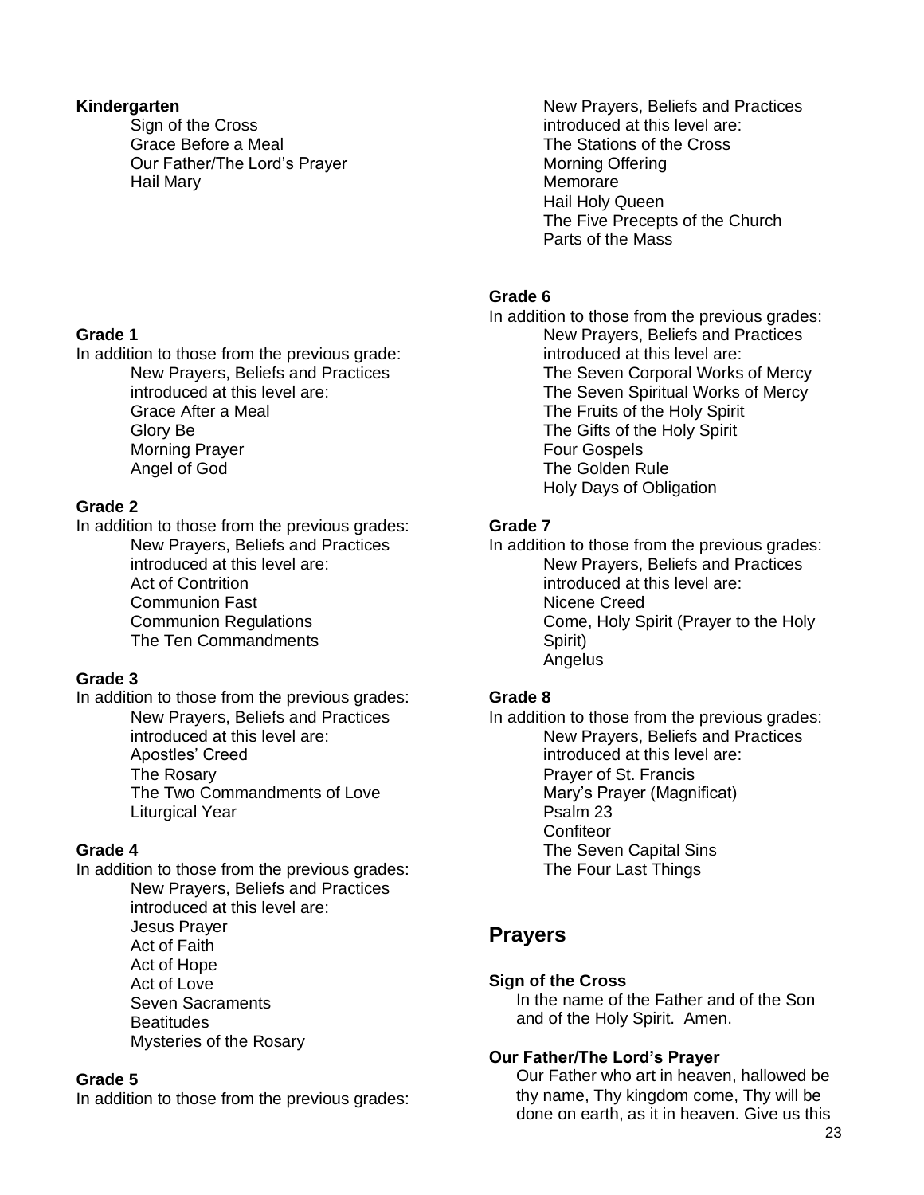**Kindergarten**

- Sign of the Cross
- Grace Before a Meal
- Our Father/The Lord's Prayer
- Hail Mary

**Grade 1**

In addition to those from the previous grade:

- New Prayers, Beliefs and Practices introduced at this level are:
- Grace After a Meal
- Glory Be
- Morning Prayer
- Angel of God

**Grade 2**

In addition to those from the previous grades:

- New Prayers, Beliefs and Practices introduced at this level are:
- Act of Contrition
- Communion Fast
- Communion Regulations
- The Ten Commandments

**Grade 3**

In addition to those from the previous grades:

- New Prayers, Beliefs and Practices introduced at this level are:
- Apostles' Creed
- The Rosary
- The Two Commandments of Love
- Liturgical Year

**Grade 4**

In addition to those from the previous grades:

- New Prayers, Beliefs and Practices introduced at this level are:
- Jesus Prayer
- Act of Faith
- Act of Hope
- Act of Love
- Seven Sacraments
- Beatitudes
- Mysteries of the Rosary

**Grade 5**

In addition to those from the previous grades:

- New Prayers, Beliefs and Practices introduced at this level are:
- The Stations of the Cross
- Morning Offering
- Memorare
- Hail Holy Queen
- The Five Precepts of the Church
- Parts of the Mass

**Grade 6**

In addition to those from the previous grades:

- New Prayers, Beliefs and Practices introduced at this level are:
- The Seven Corporal Works of Mercy
- The Seven Spiritual Works of Mercy
- The Fruits of the Holy Spirit
- The Gifts of the Holy Spirit
- Four Gospels
- The Golden Rule
- Holy Days of Obligation

**Grade 7**

In addition to those from the previous grades:

- New Prayers, Beliefs and Practices introduced at this level are:
- Nicene Creed
- Come, Holy Spirit (Prayer to the Holy Spirit)
- Angelus

**Grade 8**

In addition to those from the previous grades:

- New Prayers, Beliefs and Practices introduced at this level are:
- Prayer of St. Francis
- Mary's Prayer (Magnificat)
- Psalm 23
- Confiteor
- The Seven Capital Sins
- The Four Last Things

## Prayers

**Sign of the Cross**

In the name of the Father and of the Son and of the Holy Spirit. Amen.

**Our Father/The Lord's Prayer**

Our Father who art in heaven, hallowed be thy name, Thy kingdom come, Thy will be done on earth, as it in heaven. Give us this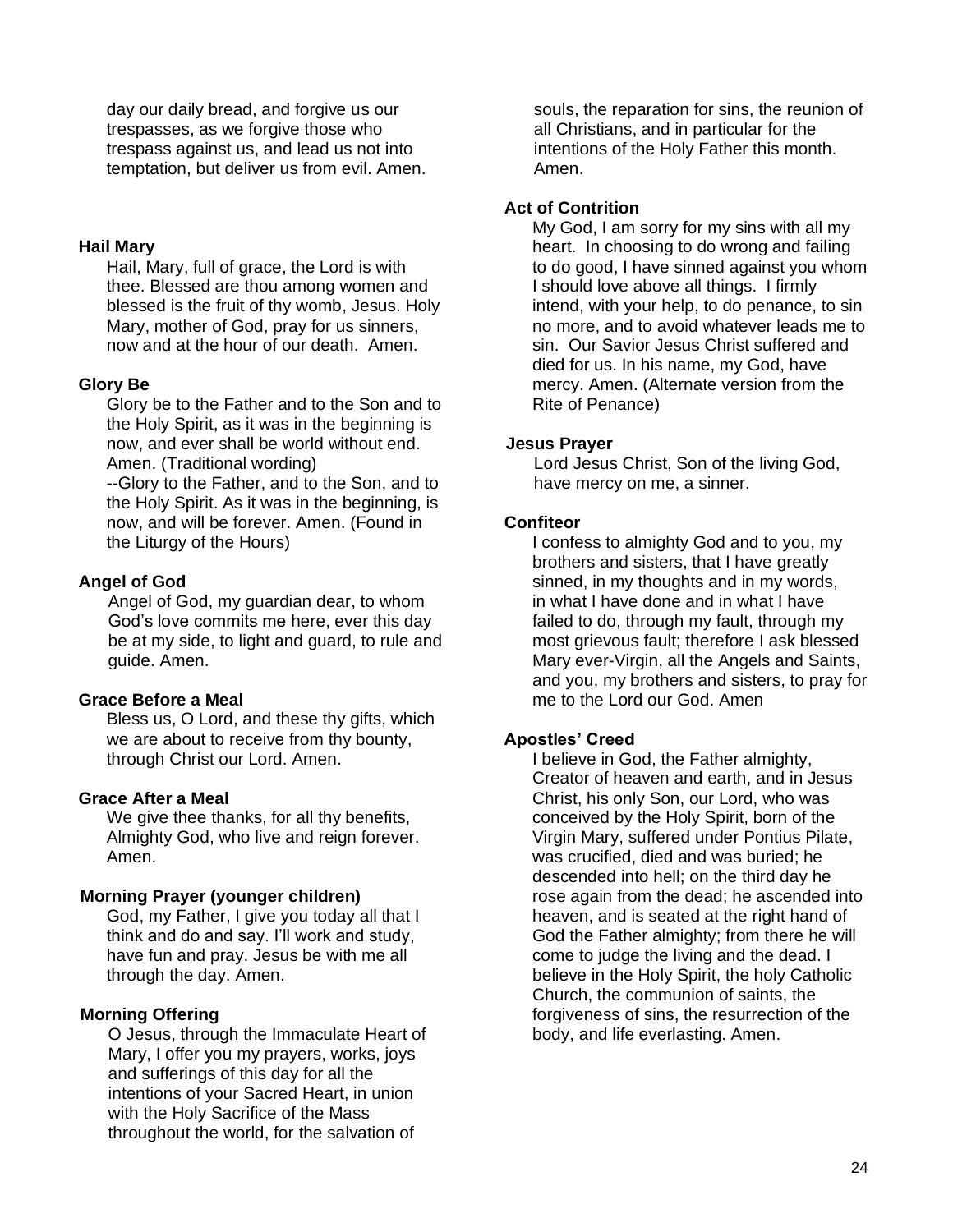day our daily bread, and forgive us our trespasses, as we forgive those who trespass against us, and lead us not into temptation, but deliver us from evil. Amen.

**Hail Mary**

Hail, Mary, full of grace, the Lord is with thee. Blessed are thou among women and blessed is the fruit of thy womb, Jesus. Holy Mary, mother of God, pray for us sinners, now and at the hour of our death. Amen.

**Glory Be**

Glory be to the Father and to the Son and to the Holy Spirit, as it was in the beginning is now, and ever shall be world without end. Amen. (Traditional wording)

--Glory to the Father, and to the Son, and to the Holy Spirit. As it was in the beginning, is now, and will be forever. Amen. (Found in the Liturgy of the Hours)

**Angel of God**

Angel of God, my guardian dear, to whom God's love commits me here, ever this day be at my side, to light and guard, to rule and guide. Amen.

**Grace Before a Meal**

Bless us, O Lord, and these thy gifts, which we are about to receive from thy bounty, through Christ our Lord. Amen.

**Grace After a Meal**

We give thee thanks, for all thy benefits, Almighty God, who live and reign forever. Amen.

**Morning Prayer (younger children)**

God, my Father, I give you today all that I think and do and say. I'll work and study, have fun and pray. Jesus be with me all through the day. Amen.

**Morning Offering**

O Jesus, through the Immaculate Heart of Mary, I offer you my prayers, works, joys and sufferings of this day for all the intentions of your Sacred Heart, in union with the Holy Sacrifice of the Mass throughout the world, for the salvation of souls, the reparation for sins, the reunion of all Christians, and in particular for the intentions of the Holy Father this month. Amen.

**Act of Contrition**

My God, I am sorry for my sins with all my heart. In choosing to do wrong and failing to do good, I have sinned against you whom I should love above all things. I firmly intend, with your help, to do penance, to sin no more, and to avoid whatever leads me to sin. Our Savior Jesus Christ suffered and died for us. In his name, my God, have mercy. Amen. (Alternate version from the Rite of Penance)

**Jesus Prayer**

Lord Jesus Christ, Son of the living God, have mercy on me, a sinner.

**Confiteor**

I confess to almighty God and to you, my brothers and sisters, that I have greatly sinned, in my thoughts and in my words, in what I have done and in what I have failed to do, through my fault, through my most grievous fault; therefore I ask blessed Mary ever-Virgin, all the Angels and Saints, and you, my brothers and sisters, to pray for me to the Lord our God. Amen

**Apostles' Creed**

I believe in God, the Father almighty, Creator of heaven and earth, and in Jesus Christ, his only Son, our Lord, who was conceived by the Holy Spirit, born of the Virgin Mary, suffered under Pontius Pilate, was crucified, died and was buried; he descended into hell; on the third day he rose again from the dead; he ascended into heaven, and is seated at the right hand of God the Father almighty; from there he will come to judge the living and the dead. I believe in the Holy Spirit, the holy Catholic Church, the communion of saints, the forgiveness of sins, the resurrection of the body, and life everlasting. Amen.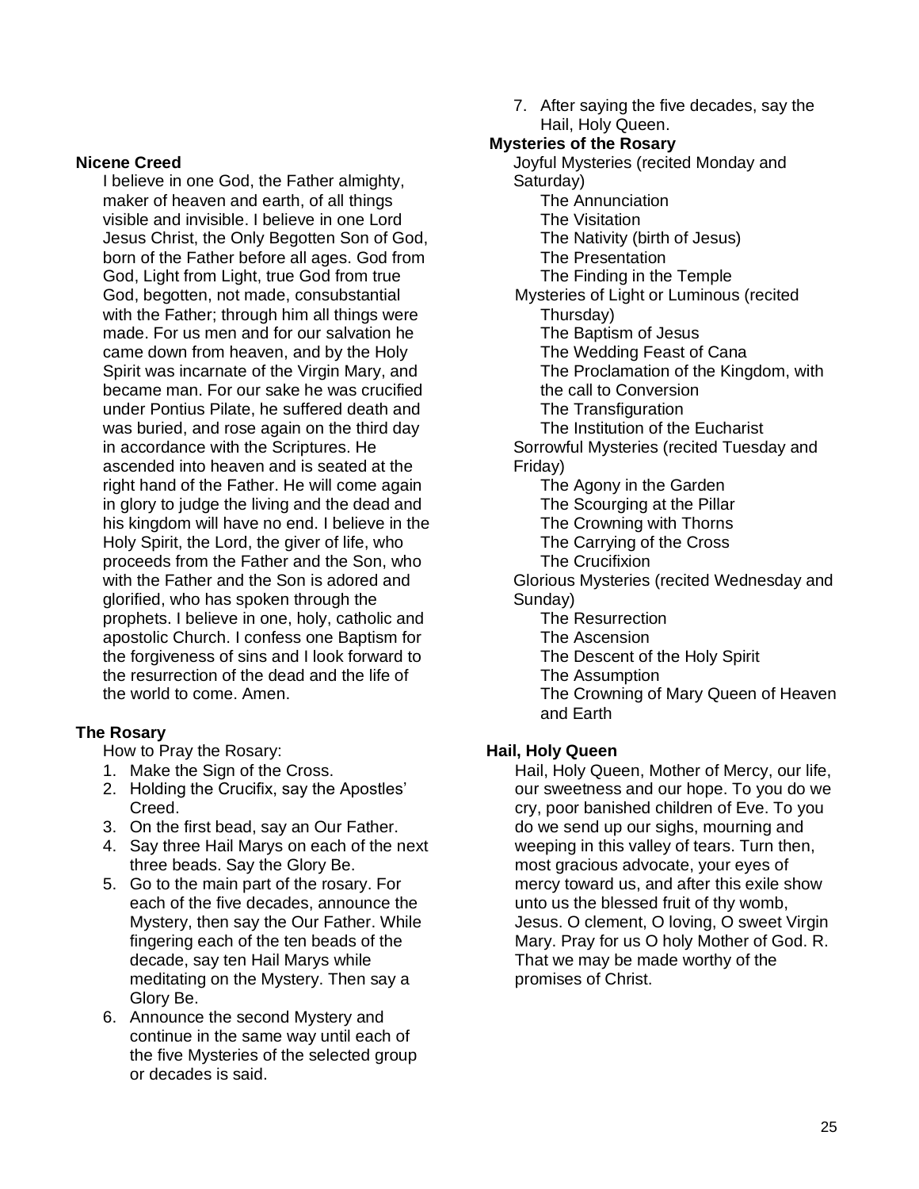### Nicene Creed

I believe in one God, the Father almighty, maker of heaven and earth, of all things visible and invisible. I believe in one Lord Jesus Christ, the Only Begotten Son of God, born of the Father before all ages. God from God, Light from Light, true God from true God, begotten, not made, consubstantial with the Father; through him all things were made. For us men and for our salvation he came down from heaven, and by the Holy Spirit was incarnate of the Virgin Mary, and became man. For our sake he was crucified under Pontius Pilate, he suffered death and was buried, and rose again on the third day in accordance with the Scriptures. He ascended into heaven and is seated at the right hand of the Father. He will come again in glory to judge the living and the dead and his kingdom will have no end. I believe in the Holy Spirit, the Lord, the giver of life, who proceeds from the Father and the Son, who with the Father and the Son is adored and glorified, who has spoken through the prophets. I believe in one, holy, catholic and apostolic Church. I confess one Baptism for the forgiveness of sins and I look forward to the resurrection of the dead and the life of the world to come. Amen.

### The Rosary

How to Pray the Rosary:

1. Make the Sign of the Cross.
2. Holding the Crucifix, say the Apostles' Creed.
3. On the first bead, say an Our Father.
4. Say three Hail Marys on each of the next three beads. Say the Glory Be.
5. Go to the main part of the rosary. For each of the five decades, announce the Mystery, then say the Our Father. While fingering each of the ten beads of the decade, say ten Hail Marys while meditating on the Mystery. Then say a Glory Be.
6. Announce the second Mystery and continue in the same way until each of the five Mysteries of the selected group or decades is said.
7. After saying the five decades, say the Hail, Holy Queen.

### Mysteries of the Rosary

Joyful Mysteries (recited Monday and Saturday)

- The Annunciation
- The Visitation
- The Nativity (birth of Jesus)
- The Presentation
- The Finding in the Temple

Mysteries of Light or Luminous (recited Thursday)

- The Baptism of Jesus
- The Wedding Feast of Cana
- The Proclamation of the Kingdom, with the call to Conversion
- The Transfiguration
- The Institution of the Eucharist

Sorrowful Mysteries (recited Tuesday and Friday)

- The Agony in the Garden
- The Scourging at the Pillar
- The Crowning with Thorns
- The Carrying of the Cross
- The Crucifixion

Glorious Mysteries (recited Wednesday and Sunday)

- The Resurrection
- The Ascension
- The Descent of the Holy Spirit
- The Assumption
- The Crowning of Mary Queen of Heaven and Earth

### Hail, Holy Queen

Hail, Holy Queen, Mother of Mercy, our life, our sweetness and our hope. To you do we cry, poor banished children of Eve. To you do we send up our sighs, mourning and weeping in this valley of tears. Turn then, most gracious advocate, your eyes of mercy toward us, and after this exile show unto us the blessed fruit of thy womb, Jesus. O clement, O loving, O sweet Virgin Mary. Pray for us O holy Mother of God. R. That we may be made worthy of the promises of Christ.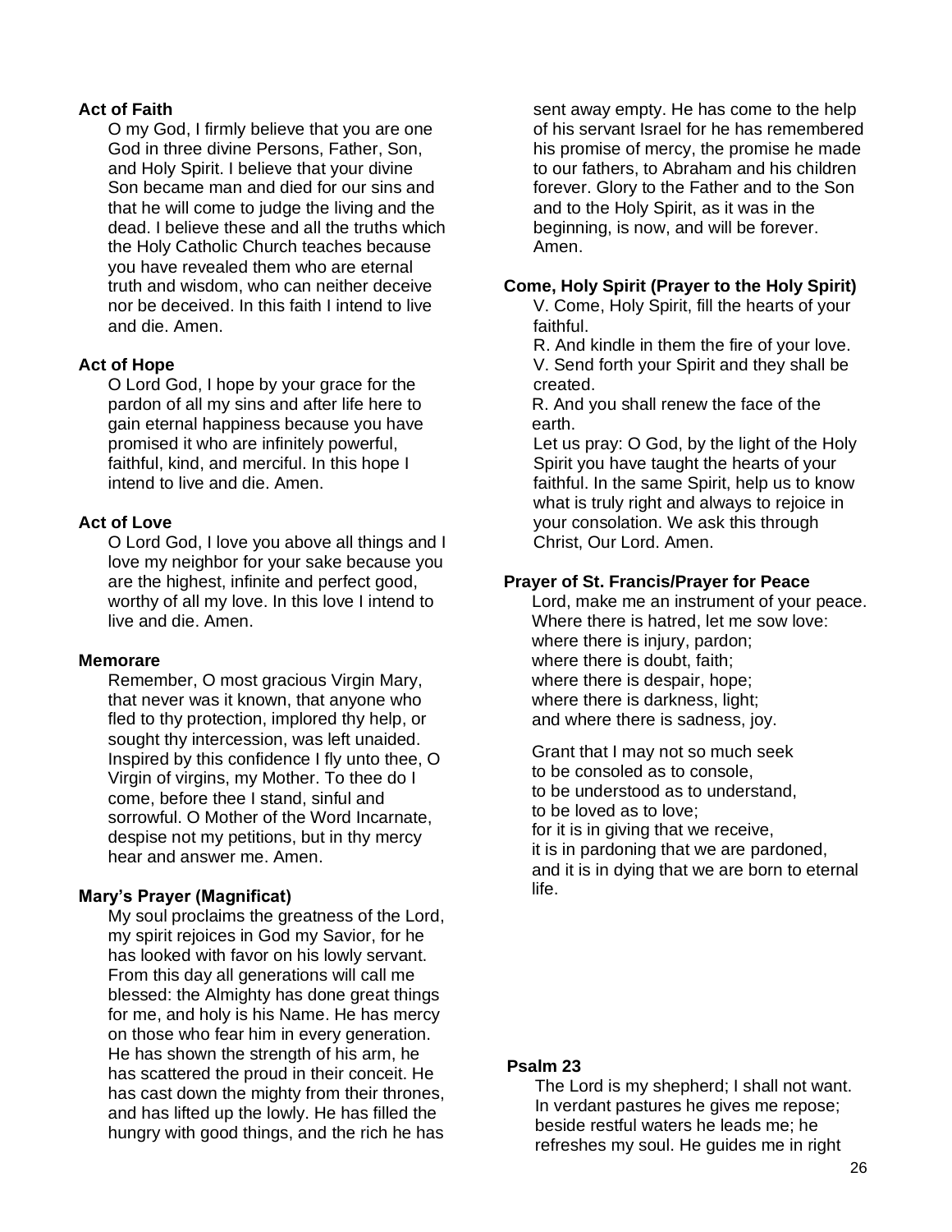**Act of Faith**

O my God, I firmly believe that you are one God in three divine Persons, Father, Son, and Holy Spirit. I believe that your divine Son became man and died for our sins and that he will come to judge the living and the dead. I believe these and all the truths which the Holy Catholic Church teaches because you have revealed them who are eternal truth and wisdom, who can neither deceive nor be deceived. In this faith I intend to live and die. Amen.

**Act of Hope**

O Lord God, I hope by your grace for the pardon of all my sins and after life here to gain eternal happiness because you have promised it who are infinitely powerful, faithful, kind, and merciful. In this hope I intend to live and die. Amen.

**Act of Love**

O Lord God, I love you above all things and I love my neighbor for your sake because you are the highest, infinite and perfect good, worthy of all my love. In this love I intend to live and die. Amen.

**Memorare**

Remember, O most gracious Virgin Mary, that never was it known, that anyone who fled to thy protection, implored thy help, or sought thy intercession, was left unaided. Inspired by this confidence I fly unto thee, O Virgin of virgins, my Mother. To thee do I come, before thee I stand, sinful and sorrowful. O Mother of the Word Incarnate, despise not my petitions, but in thy mercy hear and answer me. Amen.

**Mary's Prayer (Magnificat)**

My soul proclaims the greatness of the Lord, my spirit rejoices in God my Savior, for he has looked with favor on his lowly servant. From this day all generations will call me blessed: the Almighty has done great things for me, and holy is his Name. He has mercy on those who fear him in every generation. He has shown the strength of his arm, he has scattered the proud in their conceit. He has cast down the mighty from their thrones, and has lifted up the lowly. He has filled the hungry with good things, and the rich he has sent away empty. He has come to the help of his servant Israel for he has remembered his promise of mercy, the promise he made to our fathers, to Abraham and his children forever. Glory to the Father and to the Son and to the Holy Spirit, as it was in the beginning, is now, and will be forever. Amen.

**Come, Holy Spirit (Prayer to the Holy Spirit)**

V. Come, Holy Spirit, fill the hearts of your faithful.
R. And kindle in them the fire of your love.
V. Send forth your Spirit and they shall be created.
R. And you shall renew the face of the earth.
Let us pray: O God, by the light of the Holy Spirit you have taught the hearts of your faithful. In the same Spirit, help us to know what is truly right and always to rejoice in your consolation. We ask this through Christ, Our Lord. Amen.

**Prayer of St. Francis/Prayer for Peace**

Lord, make me an instrument of your peace.
Where there is hatred, let me sow love:
where there is injury, pardon;
where there is doubt, faith;
where there is despair, hope;
where there is darkness, light;
and where there is sadness, joy.

Grant that I may not so much seek
to be consoled as to console,
to be understood as to understand,
to be loved as to love;
for it is in giving that we receive,
it is in pardoning that we are pardoned,
and it is in dying that we are born to eternal life.

**Psalm 23**

The Lord is my shepherd; I shall not want. In verdant pastures he gives me repose; beside restful waters he leads me; he refreshes my soul. He guides me in right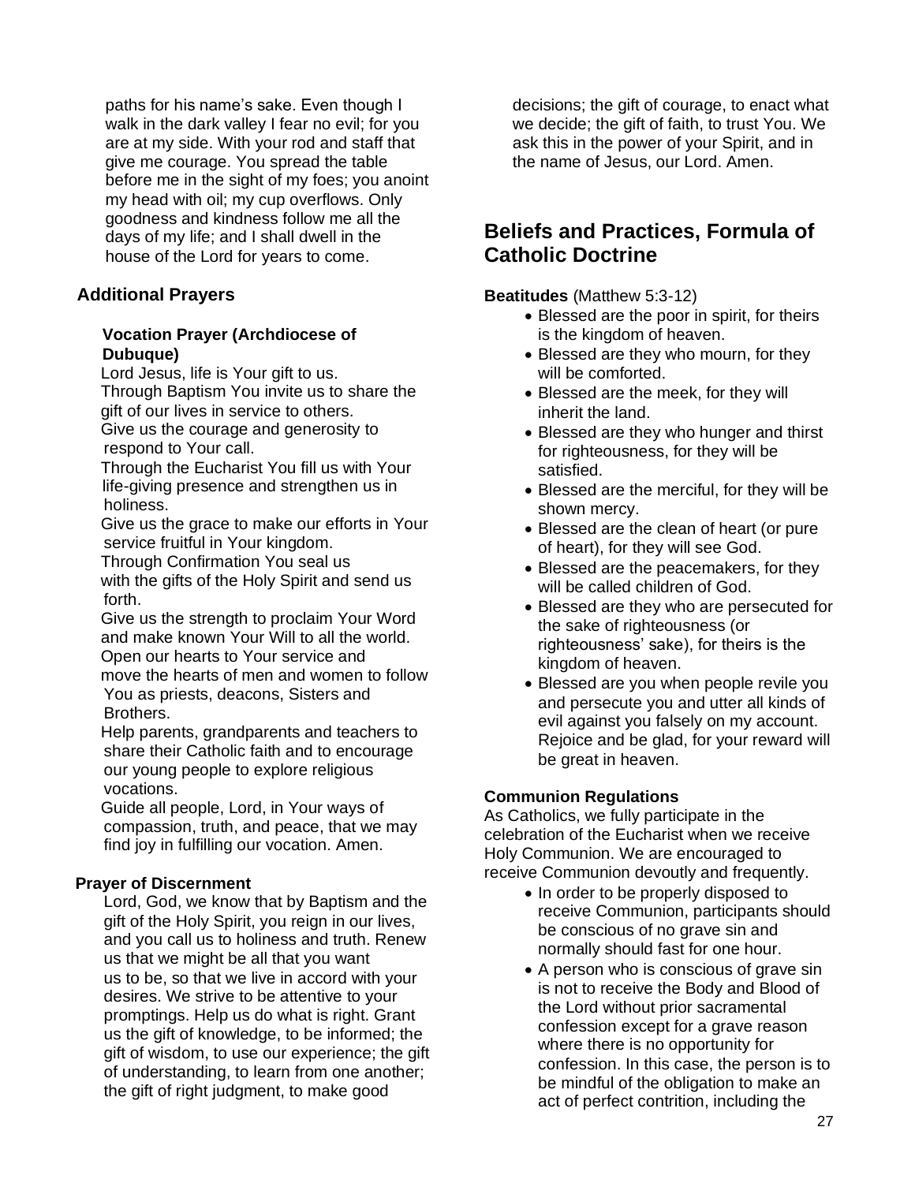paths for his name's sake. Even though I walk in the dark valley I fear no evil; for you are at my side. With your rod and staff that give me courage. You spread the table before me in the sight of my foes; you anoint my head with oil; my cup overflows. Only goodness and kindness follow me all the days of my life; and I shall dwell in the house of the Lord for years to come.

### Additional Prayers

**Vocation Prayer (Archdiocese of Dubuque)**

Lord Jesus, life is Your gift to us.
Through Baptism You invite us to share the gift of our lives in service to others.
Give us the courage and generosity to respond to Your call.
Through the Eucharist You fill us with Your life-giving presence and strengthen us in holiness.
Give us the grace to make our efforts in Your service fruitful in Your kingdom.
Through Confirmation You seal us with the gifts of the Holy Spirit and send us forth.
Give us the strength to proclaim Your Word and make known Your Will to all the world.
Open our hearts to Your service and move the hearts of men and women to follow You as priests, deacons, Sisters and Brothers.
Help parents, grandparents and teachers to share their Catholic faith and to encourage our young people to explore religious vocations.
Guide all people, Lord, in Your ways of compassion, truth, and peace, that we may find joy in fulfilling our vocation. Amen.

**Prayer of Discernment**

Lord, God, we know that by Baptism and the gift of the Holy Spirit, you reign in our lives, and you call us to holiness and truth. Renew us that we might be all that you want us to be, so that we live in accord with your desires. We strive to be attentive to your promptings. Help us do what is right. Grant us the gift of knowledge, to be informed; the gift of wisdom, to use our experience; the gift of understanding, to learn from one another; the gift of right judgment, to make good decisions; the gift of courage, to enact what we decide; the gift of faith, to trust You. We ask this in the power of your Spirit, and in the name of Jesus, our Lord. Amen.

## Beliefs and Practices, Formula of Catholic Doctrine

**Beatitudes** (Matthew 5:3-12)

- Blessed are the poor in spirit, for theirs is the kingdom of heaven.
- Blessed are they who mourn, for they will be comforted.
- Blessed are the meek, for they will inherit the land.
- Blessed are they who hunger and thirst for righteousness, for they will be satisfied.
- Blessed are the merciful, for they will be shown mercy.
- Blessed are the clean of heart (or pure of heart), for they will see God.
- Blessed are the peacemakers, for they will be called children of God.
- Blessed are they who are persecuted for the sake of righteousness (or righteousness' sake), for theirs is the kingdom of heaven.
- Blessed are you when people revile you and persecute you and utter all kinds of evil against you falsely on my account. Rejoice and be glad, for your reward will be great in heaven.

**Communion Regulations**

As Catholics, we fully participate in the celebration of the Eucharist when we receive Holy Communion. We are encouraged to receive Communion devoutly and frequently.

- In order to be properly disposed to receive Communion, participants should be conscious of no grave sin and normally should fast for one hour.
- A person who is conscious of grave sin is not to receive the Body and Blood of the Lord without prior sacramental confession except for a grave reason where there is no opportunity for confession. In this case, the person is to be mindful of the obligation to make an act of perfect contrition, including the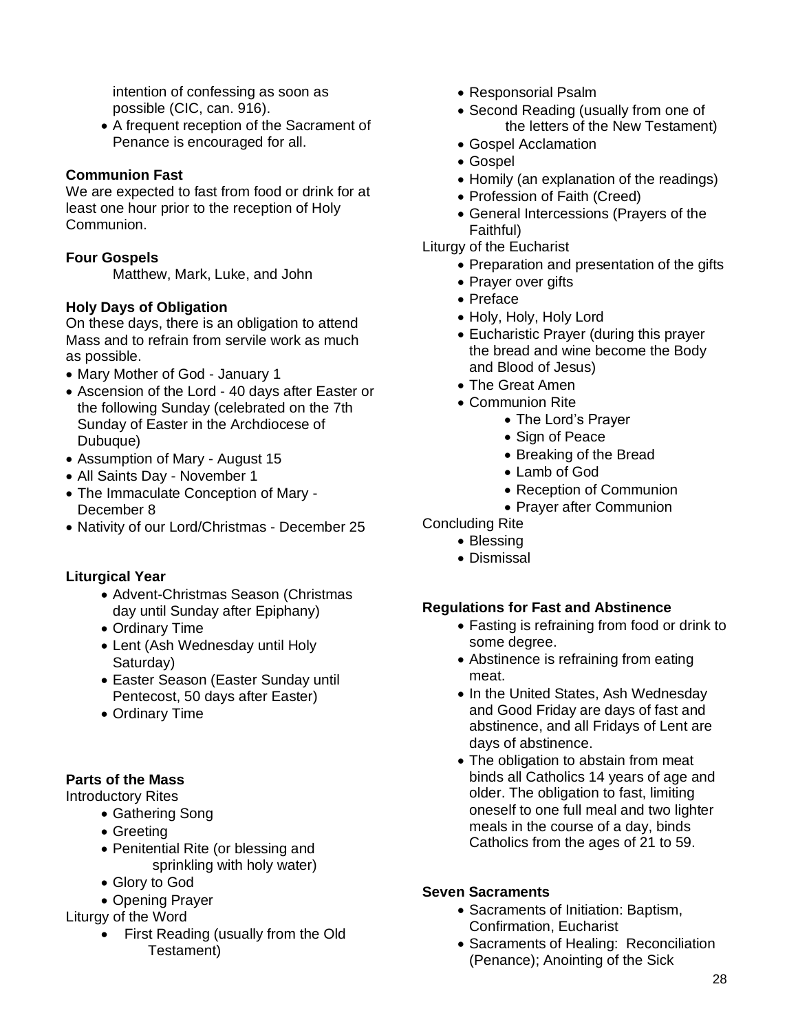intention of confessing as soon as possible (CIC, can. 916).

- A frequent reception of the Sacrament of Penance is encouraged for all.

**Communion Fast**

We are expected to fast from food or drink for at least one hour prior to the reception of Holy Communion.

**Four Gospels**

Matthew, Mark, Luke, and John

**Holy Days of Obligation**

On these days, there is an obligation to attend Mass and to refrain from servile work as much as possible.

- Mary Mother of God - January 1
- Ascension of the Lord - 40 days after Easter or the following Sunday (celebrated on the 7th Sunday of Easter in the Archdiocese of Dubuque)
- Assumption of Mary - August 15
- All Saints Day - November 1
- The Immaculate Conception of Mary - December 8
- Nativity of our Lord/Christmas - December 25

**Liturgical Year**

- Advent-Christmas Season (Christmas day until Sunday after Epiphany)
- Ordinary Time
- Lent (Ash Wednesday until Holy Saturday)
- Easter Season (Easter Sunday until Pentecost, 50 days after Easter)
- Ordinary Time

**Parts of the Mass**

Introductory Rites

- Gathering Song
- Greeting
- Penitential Rite (or blessing and sprinkling with holy water)
- Glory to God
- Opening Prayer

Liturgy of the Word

- First Reading (usually from the Old Testament)
- Responsorial Psalm
- Second Reading (usually from one of the letters of the New Testament)
- Gospel Acclamation
- Gospel
- Homily (an explanation of the readings)
- Profession of Faith (Creed)
- General Intercessions (Prayers of the Faithful)

Liturgy of the Eucharist

- Preparation and presentation of the gifts
- Prayer over gifts
- Preface
- Holy, Holy, Holy Lord
- Eucharistic Prayer (during this prayer the bread and wine become the Body and Blood of Jesus)
- The Great Amen
- Communion Rite
  - The Lord's Prayer
  - Sign of Peace
  - Breaking of the Bread
  - Lamb of God
  - Reception of Communion
  - Prayer after Communion

Concluding Rite

- Blessing
- Dismissal

**Regulations for Fast and Abstinence**

- Fasting is refraining from food or drink to some degree.
- Abstinence is refraining from eating meat.
- In the United States, Ash Wednesday and Good Friday are days of fast and abstinence, and all Fridays of Lent are days of abstinence.
- The obligation to abstain from meat binds all Catholics 14 years of age and older. The obligation to fast, limiting oneself to one full meal and two lighter meals in the course of a day, binds Catholics from the ages of 21 to 59.

**Seven Sacraments**

- Sacraments of Initiation: Baptism, Confirmation, Eucharist
- Sacraments of Healing: Reconciliation (Penance); Anointing of the Sick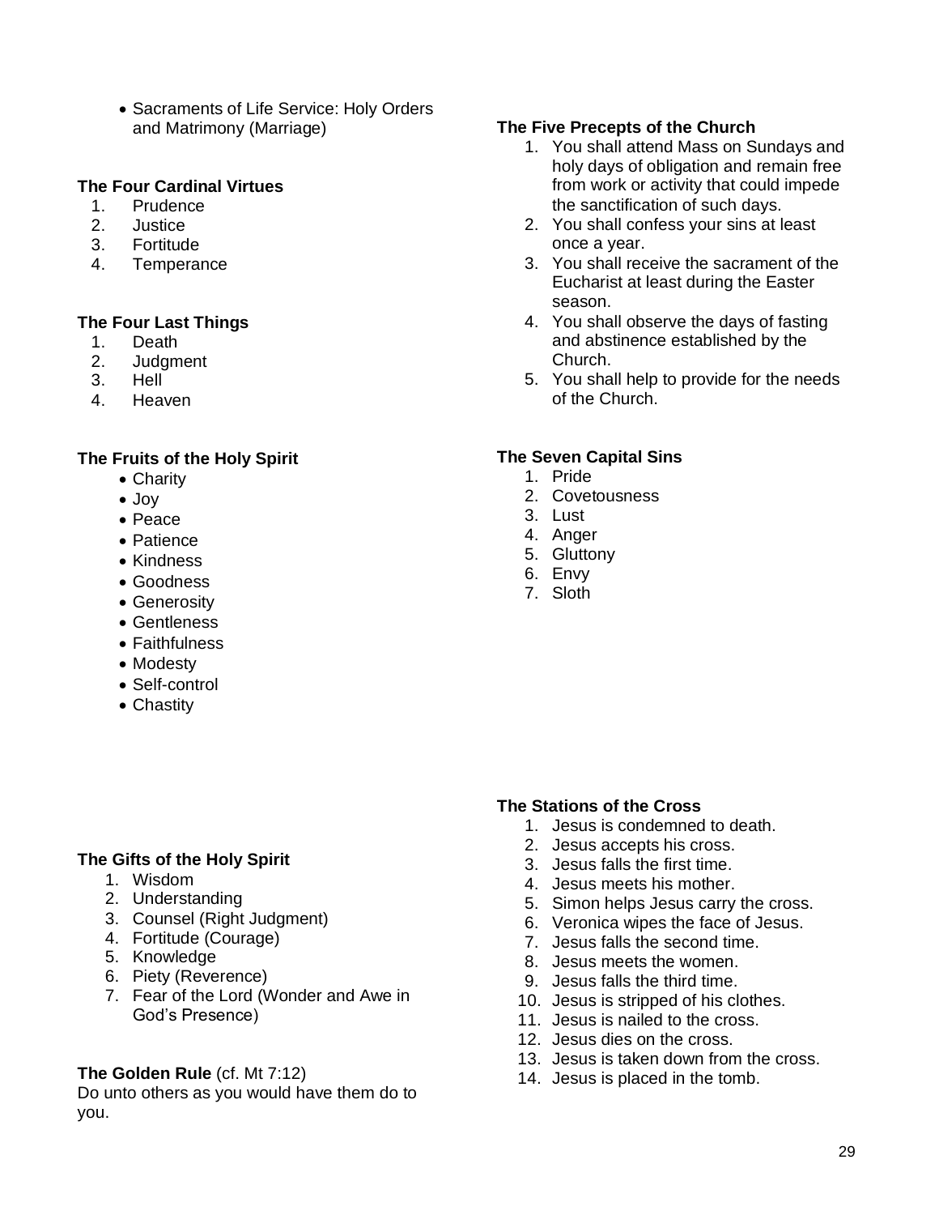- Sacraments of Life Service: Holy Orders and Matrimony (Marriage)

**The Four Cardinal Virtues**

1. Prudence
2. Justice
3. Fortitude
4. Temperance

**The Four Last Things**

1. Death
2. Judgment
3. Hell
4. Heaven

**The Fruits of the Holy Spirit**

- Charity
- Joy
- Peace
- Patience
- Kindness
- Goodness
- Generosity
- Gentleness
- Faithfulness
- Modesty
- Self-control
- Chastity

**The Gifts of the Holy Spirit**

1. Wisdom
2. Understanding
3. Counsel (Right Judgment)
4. Fortitude (Courage)
5. Knowledge
6. Piety (Reverence)
7. Fear of the Lord (Wonder and Awe in God's Presence)

**The Golden Rule** (cf. Mt 7:12)
Do unto others as you would have them do to you.

**The Five Precepts of the Church**

1. You shall attend Mass on Sundays and holy days of obligation and remain free from work or activity that could impede the sanctification of such days.
2. You shall confess your sins at least once a year.
3. You shall receive the sacrament of the Eucharist at least during the Easter season.
4. You shall observe the days of fasting and abstinence established by the Church.
5. You shall help to provide for the needs of the Church.

**The Seven Capital Sins**

1. Pride
2. Covetousness
3. Lust
4. Anger
5. Gluttony
6. Envy
7. Sloth

**The Stations of the Cross**

1. Jesus is condemned to death.
2. Jesus accepts his cross.
3. Jesus falls the first time.
4. Jesus meets his mother.
5. Simon helps Jesus carry the cross.
6. Veronica wipes the face of Jesus.
7. Jesus falls the second time.
8. Jesus meets the women.
9. Jesus falls the third time.
10. Jesus is stripped of his clothes.
11. Jesus is nailed to the cross.
12. Jesus dies on the cross.
13. Jesus is taken down from the cross.
14. Jesus is placed in the tomb.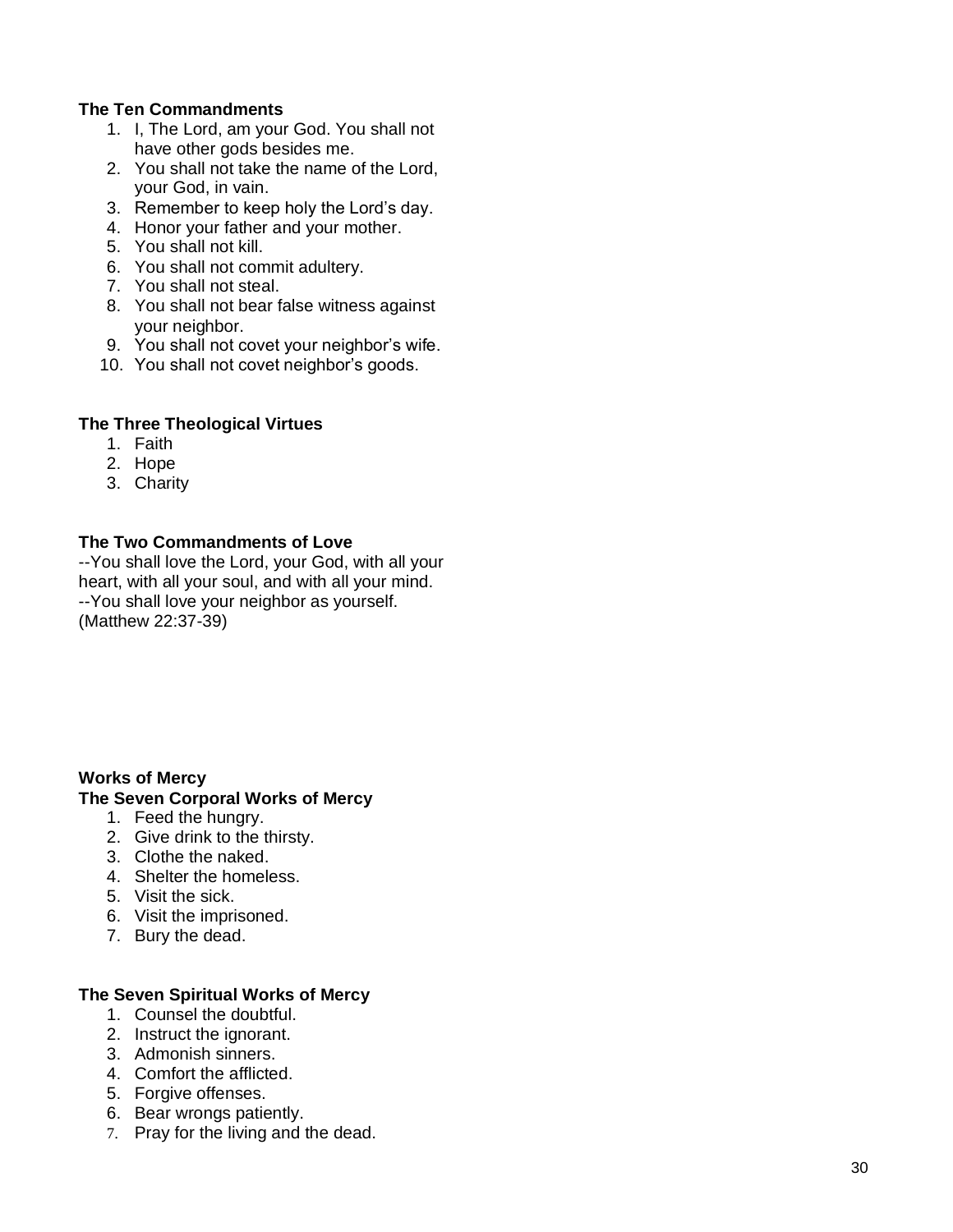**The Ten Commandments**

1. I, The Lord, am your God. You shall not have other gods besides me.
2. You shall not take the name of the Lord, your God, in vain.
3. Remember to keep holy the Lord's day.
4. Honor your father and your mother.
5. You shall not kill.
6. You shall not commit adultery.
7. You shall not steal.
8. You shall not bear false witness against your neighbor.
9. You shall not covet your neighbor's wife.
10. You shall not covet neighbor's goods.

**The Three Theological Virtues**

1. Faith
2. Hope
3. Charity

**The Two Commandments of Love**

--You shall love the Lord, your God, with all your heart, with all your soul, and with all your mind.
--You shall love your neighbor as yourself.
(Matthew 22:37-39)

**Works of Mercy**

**The Seven Corporal Works of Mercy**

1. Feed the hungry.
2. Give drink to the thirsty.
3. Clothe the naked.
4. Shelter the homeless.
5. Visit the sick.
6. Visit the imprisoned.
7. Bury the dead.

**The Seven Spiritual Works of Mercy**

1. Counsel the doubtful.
2. Instruct the ignorant.
3. Admonish sinners.
4. Comfort the afflicted.
5. Forgive offenses.
6. Bear wrongs patiently.
7. Pray for the living and the dead.